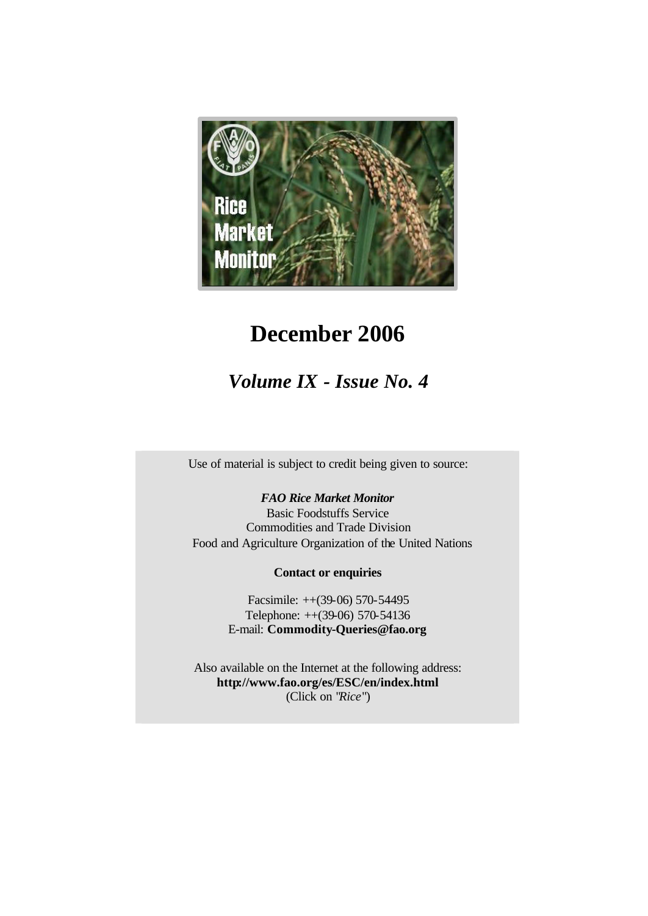# December 2006

## *Volume IX - Issue No. 4*

Use of material is subject to credit being given to source:

***FAO Rice Market Monitor***
Basic Foodstuffs Service
Commodities and Trade Division
Food and Agriculture Organization of the United Nations

**Contact or enquiries**

Facsimile: ++(39-06) 570-54495
Telephone: ++(39-06) 570-54136
E-mail: **Commodity-Queries@fao.org**

Also available on the Internet at the following address:
**http://www.fao.org/es/ESC/en/index.html**
(Click on "*Rice*")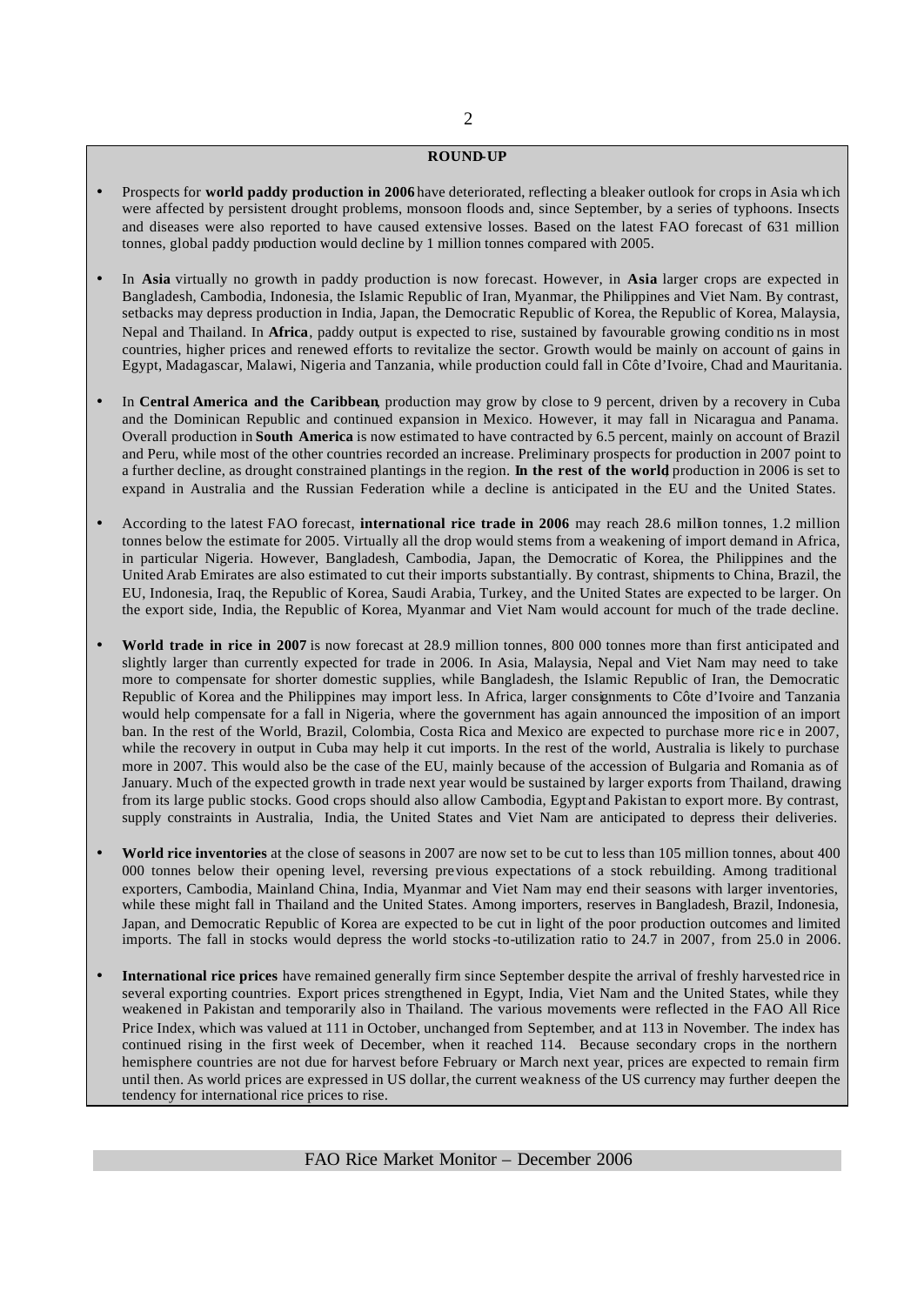## ROUND-UP

- Prospects for **world paddy production in 2006** have deteriorated, reflecting a bleaker outlook for crops in Asia which were affected by persistent drought problems, monsoon floods and, since September, by a series of typhoons. Insects and diseases were also reported to have caused extensive losses. Based on the latest FAO forecast of 631 million tonnes, global paddy production would decline by 1 million tonnes compared with 2005.

- In **Asia** virtually no growth in paddy production is now forecast. However, in **Asia** larger crops are expected in Bangladesh, Cambodia, Indonesia, the Islamic Republic of Iran, Myanmar, the Philippines and Viet Nam. By contrast, setbacks may depress production in India, Japan, the Democratic Republic of Korea, the Republic of Korea, Malaysia, Nepal and Thailand. In **Africa**, paddy output is expected to rise, sustained by favourable growing conditions in most countries, higher prices and renewed efforts to revitalize the sector. Growth would be mainly on account of gains in Egypt, Madagascar, Malawi, Nigeria and Tanzania, while production could fall in Côte d'Ivoire, Chad and Mauritania.

- In **Central America and the Caribbean**, production may grow by close to 9 percent, driven by a recovery in Cuba and the Dominican Republic and continued expansion in Mexico. However, it may fall in Nicaragua and Panama. Overall production in **South America** is now estimated to have contracted by 6.5 percent, mainly on account of Brazil and Peru, while most of the other countries recorded an increase. Preliminary prospects for production in 2007 point to a further decline, as drought constrained plantings in the region. **In the rest of the world**, production in 2006 is set to expand in Australia and the Russian Federation while a decline is anticipated in the EU and the United States.

- According to the latest FAO forecast, **international rice trade in 2006** may reach 28.6 million tonnes, 1.2 million tonnes below the estimate for 2005. Virtually all the drop would stem from a weakening of import demand in Africa, in particular Nigeria. However, Bangladesh, Cambodia, Japan, the Democratic of Korea, the Philippines and the United Arab Emirates are also estimated to cut their imports substantially. By contrast, shipments to China, Brazil, the EU, Indonesia, Iraq, the Republic of Korea, Saudi Arabia, Turkey, and the United States are expected to be larger. On the export side, India, the Republic of Korea, Myanmar and Viet Nam would account for much of the trade decline.

- **World trade in rice in 2007** is now forecast at 28.9 million tonnes, 800 000 tonnes more than first anticipated and slightly larger than currently expected for trade in 2006. In Asia, Malaysia, Nepal and Viet Nam may need to take more to compensate for shorter domestic supplies, while Bangladesh, the Islamic Republic of Iran, the Democratic Republic of Korea and the Philippines may import less. In Africa, larger consignments to Côte d'Ivoire and Tanzania would help compensate for a fall in Nigeria, where the government has again announced the imposition of an import ban. In the rest of the World, Brazil, Colombia, Costa Rica and Mexico are expected to purchase more rice in 2007, while the recovery in output in Cuba may help it cut imports. In the rest of the world, Australia is likely to purchase more in 2007. This would also be the case of the EU, mainly because of the accession of Bulgaria and Romania as of January. Much of the expected growth in trade next year would be sustained by larger exports from Thailand, drawing from its large public stocks. Good crops should also allow Cambodia, Egypt and Pakistan to export more. By contrast, supply constraints in Australia, India, the United States and Viet Nam are anticipated to depress their deliveries.

- **World rice inventories** at the close of seasons in 2007 are now set to be cut to less than 105 million tonnes, about 400 000 tonnes below their opening level, reversing previous expectations of a stock rebuilding. Among traditional exporters, Cambodia, Mainland China, India, Myanmar and Viet Nam may end their seasons with larger inventories, while these might fall in Thailand and the United States. Among importers, reserves in Bangladesh, Brazil, Indonesia, Japan, and Democratic Republic of Korea are expected to be cut in light of the poor production outcomes and limited imports. The fall in stocks would depress the world stocks-to-utilization ratio to 24.7 in 2007, from 25.0 in 2006.

- **International rice prices** have remained generally firm since September despite the arrival of freshly harvested rice in several exporting countries. Export prices strengthened in Egypt, India, Viet Nam and the United States, while they weakened in Pakistan and temporarily also in Thailand. The various movements were reflected in the FAO All Rice Price Index, which was valued at 111 in October, unchanged from September, and at 113 in November. The index has continued rising in the first week of December, when it reached 114. Because secondary crops in the northern hemisphere countries are not due for harvest before February or March next year, prices are expected to remain firm until then. As world prices are expressed in US dollar, the current weakness of the US currency may further deepen the tendency for international rice prices to rise.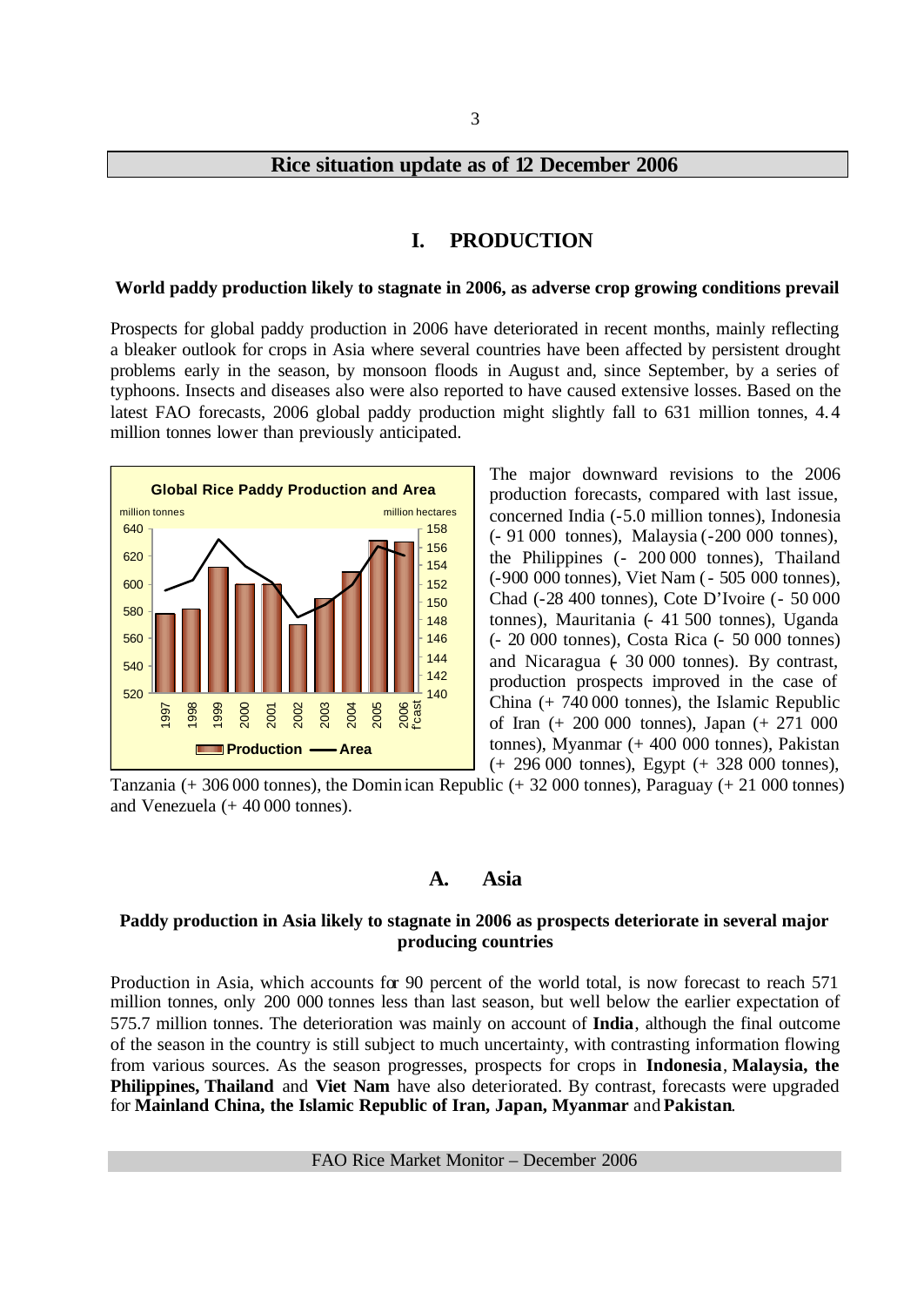## Rice situation update as of 12 December 2006

# I. PRODUCTION

**World paddy production likely to stagnate in 2006, as adverse crop growing conditions prevail**

Prospects for global paddy production in 2006 have deteriorated in recent months, mainly reflecting a bleaker outlook for crops in Asia where several countries have been affected by persistent drought problems early in the season, by monsoon floods in August and, since September, by a series of typhoons. Insects and diseases also were also reported to have caused extensive losses. Based on the latest FAO forecasts, 2006 global paddy production might slightly fall to 631 million tonnes, 4.4 million tonnes lower than previously anticipated.

The major downward revisions to the 2006 production forecasts, compared with last issue, concerned India (-5.0 million tonnes), Indonesia (- 91 000 tonnes), Malaysia (-200 000 tonnes), the Philippines (- 200 000 tonnes), Thailand (-900 000 tonnes), Viet Nam (- 505 000 tonnes), Chad (-28 400 tonnes), Cote D'Ivoire (- 50 000 tonnes), Mauritania (- 41 500 tonnes), Uganda (- 20 000 tonnes), Costa Rica (- 50 000 tonnes) and Nicaragua (- 30 000 tonnes). By contrast, production prospects improved in the case of China (+ 740 000 tonnes), the Islamic Republic of Iran (+ 200 000 tonnes), Japan (+ 271 000 tonnes), Myanmar (+ 400 000 tonnes), Pakistan (+ 296 000 tonnes), Egypt (+ 328 000 tonnes), Tanzania (+ 306 000 tonnes), the Dominican Republic (+ 32 000 tonnes), Paraguay (+ 21 000 tonnes) and Venezuela (+ 40 000 tonnes).

## A. Asia

**Paddy production in Asia likely to stagnate in 2006 as prospects deteriorate in several major producing countries**

Production in Asia, which accounts for 90 percent of the world total, is now forecast to reach 571 million tonnes, only 200 000 tonnes less than last season, but well below the earlier expectation of 575.7 million tonnes. The deterioration was mainly on account of **India**, although the final outcome of the season in the country is still subject to much uncertainty, with contrasting information flowing from various sources. As the season progresses, prospects for crops in **Indonesia**, **Malaysia, the Philippines, Thailand** and **Viet Nam** have also deteriorated. By contrast, forecasts were upgraded for **Mainland China, the Islamic Republic of Iran, Japan, Myanmar** and **Pakistan**.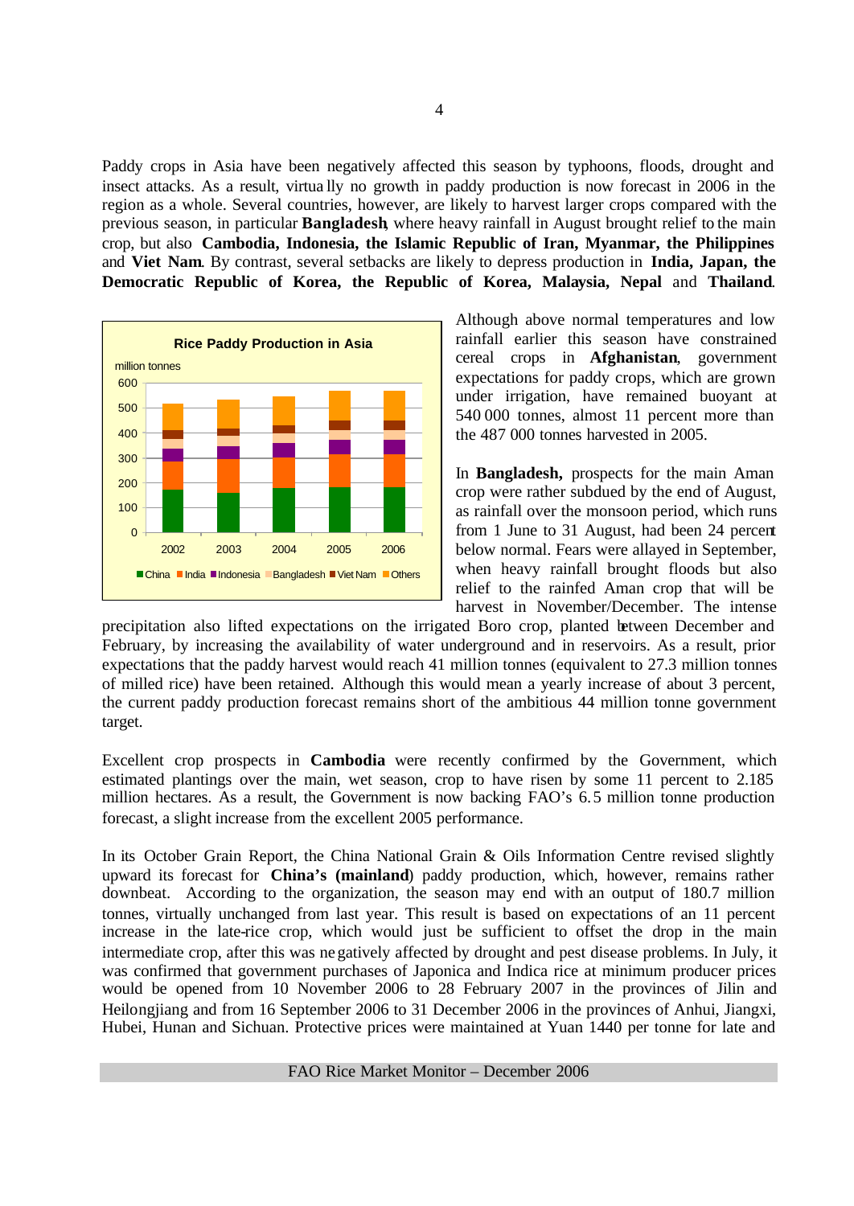Paddy crops in Asia have been negatively affected this season by typhoons, floods, drought and insect attacks. As a result, virtually no growth in paddy production is now forecast in 2006 in the region as a whole. Several countries, however, are likely to harvest larger crops compared with the previous season, in particular **Bangladesh**, where heavy rainfall in August brought relief to the main crop, but also **Cambodia, Indonesia, the Islamic Republic of Iran, Myanmar, the Philippines** and **Viet Nam**. By contrast, several setbacks are likely to depress production in **India, Japan, the Democratic Republic of Korea, the Republic of Korea, Malaysia, Nepal** and **Thailand**.

Although above normal temperatures and low rainfall earlier this season have constrained cereal crops in **Afghanistan**, government expectations for paddy crops, which are grown under irrigation, have remained buoyant at 540 000 tonnes, almost 11 percent more than the 487 000 tonnes harvested in 2005.

In **Bangladesh,** prospects for the main Aman crop were rather subdued by the end of August, as rainfall over the monsoon period, which runs from 1 June to 31 August, had been 24 percent below normal. Fears were allayed in September, when heavy rainfall brought floods but also relief to the rainfed Aman crop that will be harvest in November/December. The intense precipitation also lifted expectations on the irrigated Boro crop, planted between December and February, by increasing the availability of water underground and in reservoirs. As a result, prior expectations that the paddy harvest would reach 41 million tonnes (equivalent to 27.3 million tonnes of milled rice) have been retained. Although this would mean a yearly increase of about 3 percent, the current paddy production forecast remains short of the ambitious 44 million tonne government target.

Excellent crop prospects in **Cambodia** were recently confirmed by the Government, which estimated plantings over the main, wet season, crop to have risen by some 11 percent to 2.185 million hectares. As a result, the Government is now backing FAO's 6.5 million tonne production forecast, a slight increase from the excellent 2005 performance.

In its October Grain Report, the China National Grain & Oils Information Centre revised slightly upward its forecast for **China's (mainland**) paddy production, which, however, remains rather downbeat. According to the organization, the season may end with an output of 180.7 million tonnes, virtually unchanged from last year. This result is based on expectations of an 11 percent increase in the late-rice crop, which would just be sufficient to offset the drop in the main intermediate crop, after this was negatively affected by drought and pest disease problems. In July, it was confirmed that government purchases of Japonica and Indica rice at minimum producer prices would be opened from 10 November 2006 to 28 February 2007 in the provinces of Jilin and Heilongjiang and from 16 September 2006 to 31 December 2006 in the provinces of Anhui, Jiangxi, Hubei, Hunan and Sichuan. Protective prices were maintained at Yuan 1440 per tonne for late and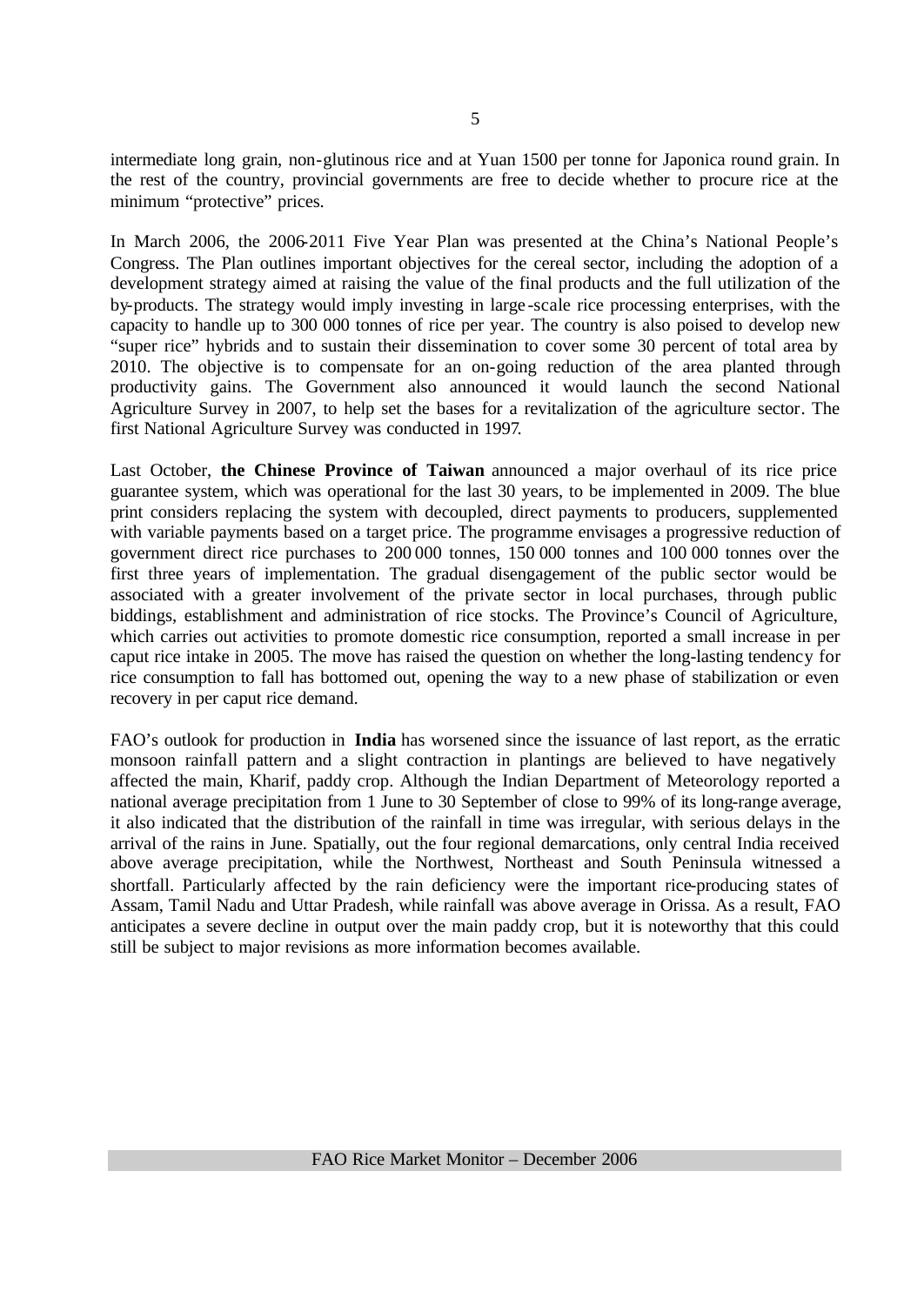intermediate long grain, non-glutinous rice and at Yuan 1500 per tonne for Japonica round grain. In the rest of the country, provincial governments are free to decide whether to procure rice at the minimum "protective" prices.

In March 2006, the 2006-2011 Five Year Plan was presented at the China's National People's Congress. The Plan outlines important objectives for the cereal sector, including the adoption of a development strategy aimed at raising the value of the final products and the full utilization of the by-products. The strategy would imply investing in large-scale rice processing enterprises, with the capacity to handle up to 300 000 tonnes of rice per year. The country is also poised to develop new "super rice" hybrids and to sustain their dissemination to cover some 30 percent of total area by 2010. The objective is to compensate for an on-going reduction of the area planted through productivity gains. The Government also announced it would launch the second National Agriculture Survey in 2007, to help set the bases for a revitalization of the agriculture sector. The first National Agriculture Survey was conducted in 1997.

Last October, **the Chinese Province of Taiwan** announced a major overhaul of its rice price guarantee system, which was operational for the last 30 years, to be implemented in 2009. The blue print considers replacing the system with decoupled, direct payments to producers, supplemented with variable payments based on a target price. The programme envisages a progressive reduction of government direct rice purchases to 200 000 tonnes, 150 000 tonnes and 100 000 tonnes over the first three years of implementation. The gradual disengagement of the public sector would be associated with a greater involvement of the private sector in local purchases, through public biddings, establishment and administration of rice stocks. The Province's Council of Agriculture, which carries out activities to promote domestic rice consumption, reported a small increase in per caput rice intake in 2005. The move has raised the question on whether the long-lasting tendency for rice consumption to fall has bottomed out, opening the way to a new phase of stabilization or even recovery in per caput rice demand.

FAO's outlook for production in **India** has worsened since the issuance of last report, as the erratic monsoon rainfall pattern and a slight contraction in plantings are believed to have negatively affected the main, Kharif, paddy crop. Although the Indian Department of Meteorology reported a national average precipitation from 1 June to 30 September of close to 99% of its long-range average, it also indicated that the distribution of the rainfall in time was irregular, with serious delays in the arrival of the rains in June. Spatially, out the four regional demarcations, only central India received above average precipitation, while the Northwest, Northeast and South Peninsula witnessed a shortfall. Particularly affected by the rain deficiency were the important rice-producing states of Assam, Tamil Nadu and Uttar Pradesh, while rainfall was above average in Orissa. As a result, FAO anticipates a severe decline in output over the main paddy crop, but it is noteworthy that this could still be subject to major revisions as more information becomes available.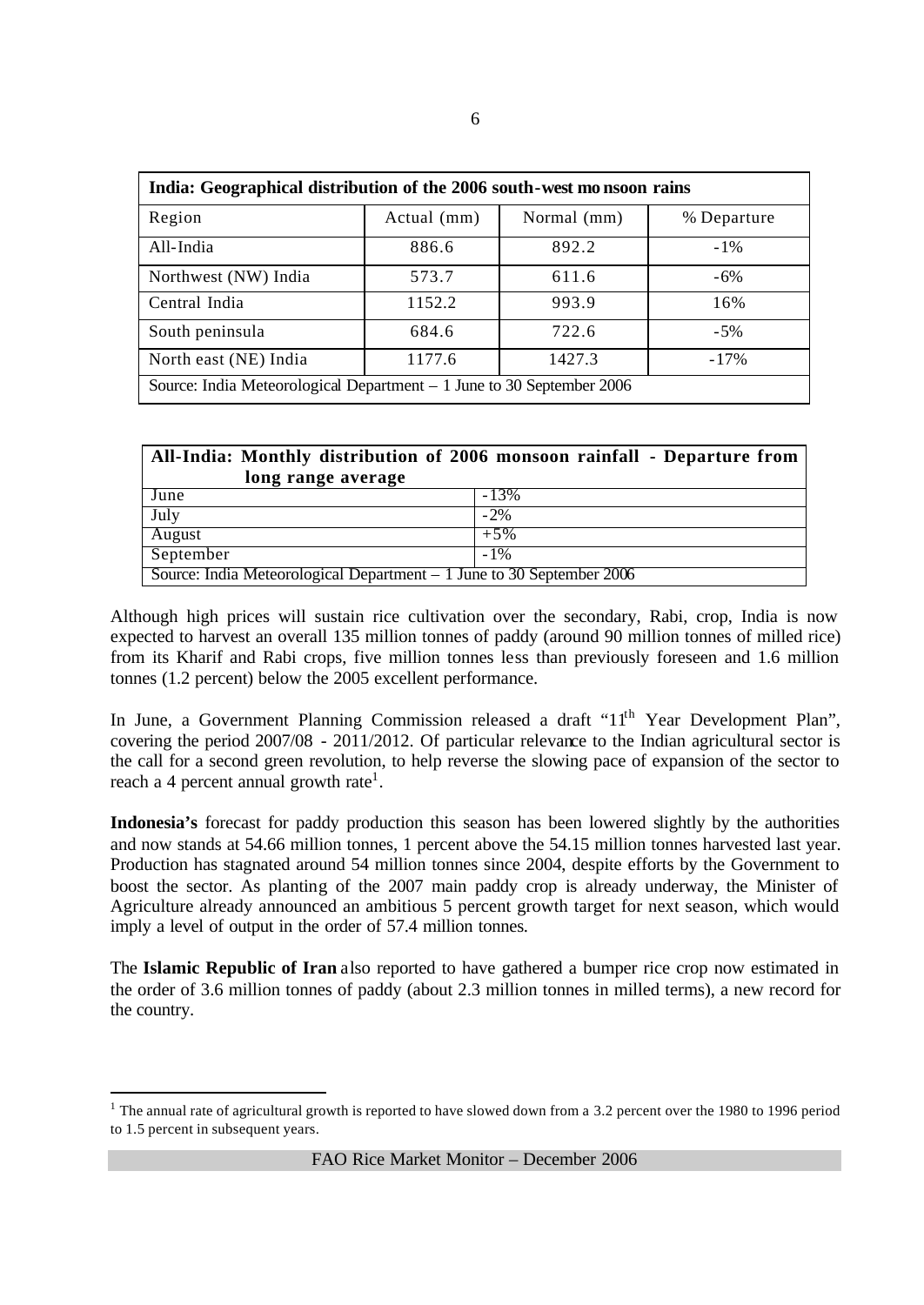| India: Geographical distribution of the 2006 south-west monsoon rains | | | |
|---|---|---|---|
| Region | Actual (mm) | Normal (mm) | % Departure |
| All-India | 886.6 | 892.2 | -1% |
| Northwest (NW) India | 573.7 | 611.6 | -6% |
| Central India | 1152.2 | 993.9 | 16% |
| South peninsula | 684.6 | 722.6 | -5% |
| North east (NE) India | 1177.6 | 1427.3 | -17% |
| Source: India Meteorological Department – 1 June to 30 September 2006 | | | |

| All-India: Monthly distribution of 2006 monsoon rainfall - Departure from long range average | |
|---|---|
| June | -13% |
| July | -2% |
| August | +5% |
| September | -1% |
| Source: India Meteorological Department – 1 June to 30 September 2006 | |

Although high prices will sustain rice cultivation over the secondary, Rabi, crop, India is now expected to harvest an overall 135 million tonnes of paddy (around 90 million tonnes of milled rice) from its Kharif and Rabi crops, five million tonnes less than previously foreseen and 1.6 million tonnes (1.2 percent) below the 2005 excellent performance.

In June, a Government Planning Commission released a draft "11th Year Development Plan", covering the period 2007/08 - 2011/2012. Of particular relevance to the Indian agricultural sector is the call for a second green revolution, to help reverse the slowing pace of expansion of the sector to reach a 4 percent annual growth rate[1].

**Indonesia's** forecast for paddy production this season has been lowered slightly by the authorities and now stands at 54.66 million tonnes, 1 percent above the 54.15 million tonnes harvested last year. Production has stagnated around 54 million tonnes since 2004, despite efforts by the Government to boost the sector. As planting of the 2007 main paddy crop is already underway, the Minister of Agriculture already announced an ambitious 5 percent growth target for next season, which would imply a level of output in the order of 57.4 million tonnes.

The **Islamic Republic of Iran** also reported to have gathered a bumper rice crop now estimated in the order of 3.6 million tonnes of paddy (about 2.3 million tonnes in milled terms), a new record for the country.

[1] The annual rate of agricultural growth is reported to have slowed down from a 3.2 percent over the 1980 to 1996 period to 1.5 percent in subsequent years.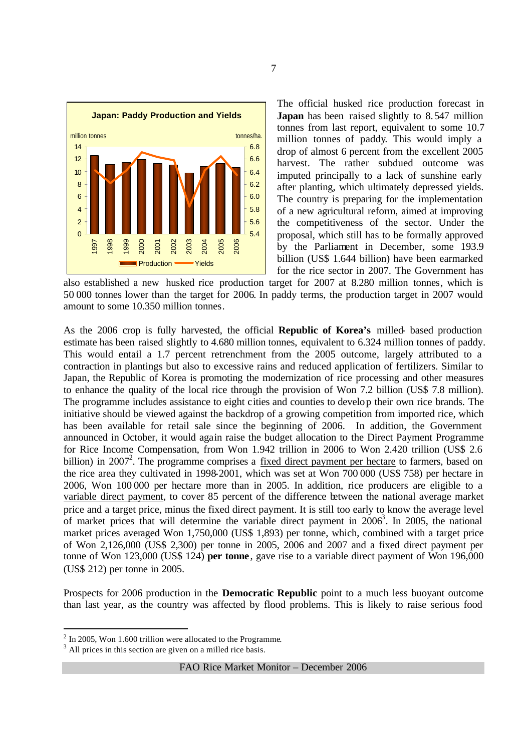The official husked rice production forecast in **Japan** has been raised slightly to 8.547 million tonnes from last report, equivalent to some 10.7 million tonnes of paddy. This would imply a drop of almost 6 percent from the excellent 2005 harvest. The rather subdued outcome was imputed principally to a lack of sunshine early after planting, which ultimately depressed yields. The country is preparing for the implementation of a new agricultural reform, aimed at improving the competitiveness of the sector. Under the proposal, which still has to be formally approved by the Parliament in December, some 193.9 billion (US$ 1.644 billion) have been earmarked for the rice sector in 2007. The Government has also established a new husked rice production target for 2007 at 8.280 million tonnes, which is 50 000 tonnes lower than the target for 2006. In paddy terms, the production target in 2007 would amount to some 10.350 million tonnes.

As the 2006 crop is fully harvested, the official **Republic of Korea's** milled-based production estimate has been raised slightly to 4.680 million tonnes, equivalent to 6.324 million tonnes of paddy. This would entail a 1.7 percent retrenchment from the 2005 outcome, largely attributed to a contraction in plantings but also to excessive rains and reduced application of fertilizers. Similar to Japan, the Republic of Korea is promoting the modernization of rice processing and other measures to enhance the quality of the local rice through the provision of Won 7.2 billion (US$ 7.8 million). The programme includes assistance to eight cities and counties to develop their own rice brands. The initiative should be viewed against the backdrop of a growing competition from imported rice, which has been available for retail sale since the beginning of 2006. In addition, the Government announced in October, it would again raise the budget allocation to the Direct Payment Programme for Rice Income Compensation, from Won 1.942 trillion in 2006 to Won 2.420 trillion (US$ 2.6 billion) in 2007[2]. The programme comprises a fixed direct payment per hectare to farmers, based on the rice area they cultivated in 1998-2001, which was set at Won 700 000 (US$ 758) per hectare in 2006, Won 100 000 per hectare more than in 2005. In addition, rice producers are eligible to a variable direct payment, to cover 85 percent of the difference between the national average market price and a target price, minus the fixed direct payment. It is still too early to know the average level of market prices that will determine the variable direct payment in 2006[3]. In 2005, the national market prices averaged Won 1,750,000 (US$ 1,893) per tonne, which, combined with a target price of Won 2,126,000 (US$ 2,300) per tonne in 2005, 2006 and 2007 and a fixed direct payment per tonne of Won 123,000 (US$ 124) **per tonne**, gave rise to a variable direct payment of Won 196,000 (US$ 212) per tonne in 2005.

Prospects for 2006 production in the **Democratic Republic** point to a much less buoyant outcome than last year, as the country was affected by flood problems. This is likely to raise serious food

[2] In 2005, Won 1.600 trillion were allocated to the Programme.

[3] All prices in this section are given on a milled rice basis.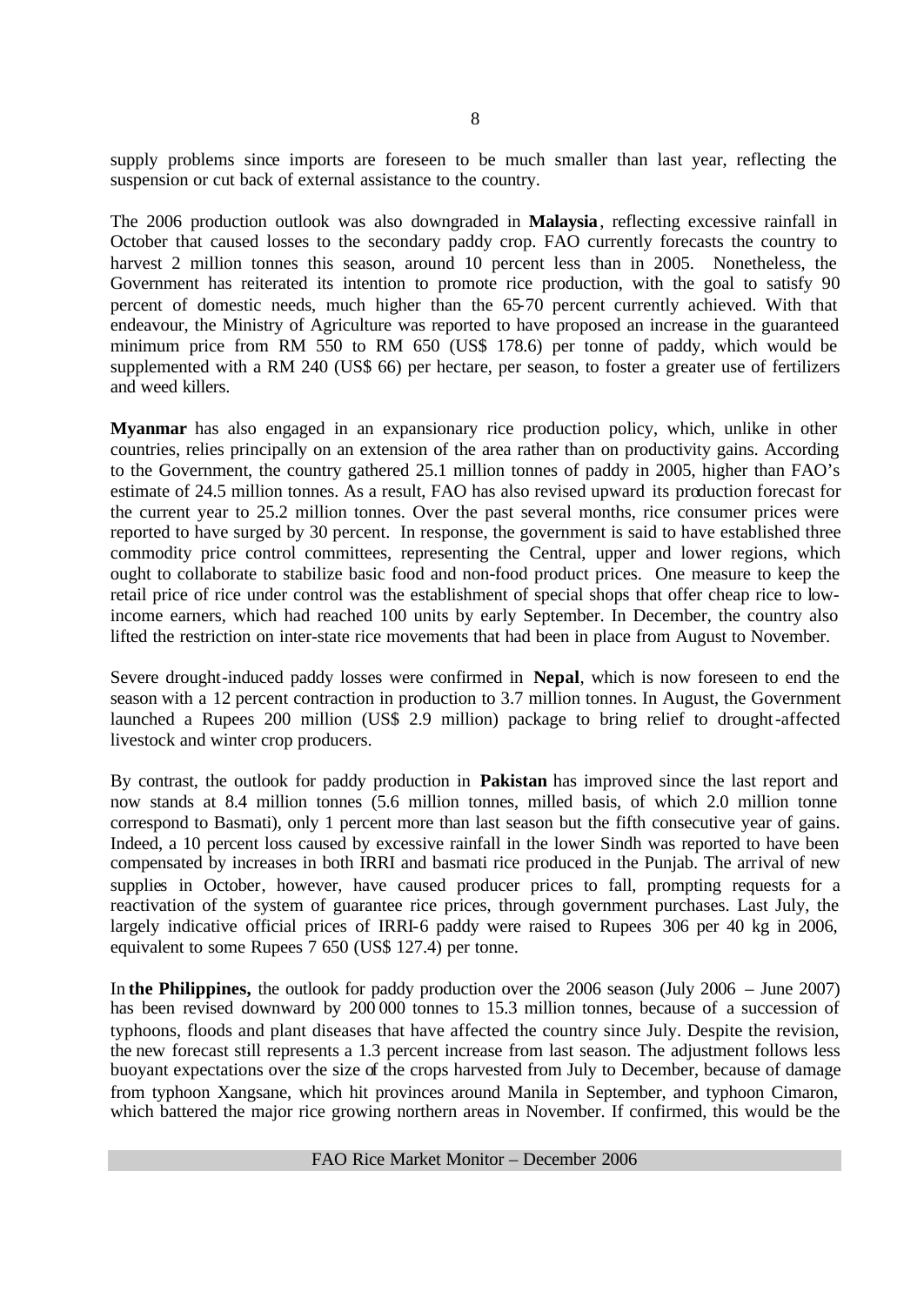supply problems since imports are foreseen to be much smaller than last year, reflecting the suspension or cut back of external assistance to the country.

The 2006 production outlook was also downgraded in **Malaysia**, reflecting excessive rainfall in October that caused losses to the secondary paddy crop. FAO currently forecasts the country to harvest 2 million tonnes this season, around 10 percent less than in 2005. Nonetheless, the Government has reiterated its intention to promote rice production, with the goal to satisfy 90 percent of domestic needs, much higher than the 65-70 percent currently achieved. With that endeavour, the Ministry of Agriculture was reported to have proposed an increase in the guaranteed minimum price from RM 550 to RM 650 (US$ 178.6) per tonne of paddy, which would be supplemented with a RM 240 (US$ 66) per hectare, per season, to foster a greater use of fertilizers and weed killers.

**Myanmar** has also engaged in an expansionary rice production policy, which, unlike in other countries, relies principally on an extension of the area rather than on productivity gains. According to the Government, the country gathered 25.1 million tonnes of paddy in 2005, higher than FAO's estimate of 24.5 million tonnes. As a result, FAO has also revised upward its production forecast for the current year to 25.2 million tonnes. Over the past several months, rice consumer prices were reported to have surged by 30 percent. In response, the government is said to have established three commodity price control committees, representing the Central, upper and lower regions, which ought to collaborate to stabilize basic food and non-food product prices. One measure to keep the retail price of rice under control was the establishment of special shops that offer cheap rice to low-income earners, which had reached 100 units by early September. In December, the country also lifted the restriction on inter-state rice movements that had been in place from August to November.

Severe drought-induced paddy losses were confirmed in **Nepal**, which is now foreseen to end the season with a 12 percent contraction in production to 3.7 million tonnes. In August, the Government launched a Rupees 200 million (US$ 2.9 million) package to bring relief to drought-affected livestock and winter crop producers.

By contrast, the outlook for paddy production in **Pakistan** has improved since the last report and now stands at 8.4 million tonnes (5.6 million tonnes, milled basis, of which 2.0 million tonne correspond to Basmati), only 1 percent more than last season but the fifth consecutive year of gains. Indeed, a 10 percent loss caused by excessive rainfall in the lower Sindh was reported to have been compensated by increases in both IRRI and basmati rice produced in the Punjab. The arrival of new supplies in October, however, have caused producer prices to fall, prompting requests for a reactivation of the system of guarantee rice prices, through government purchases. Last July, the largely indicative official prices of IRRI-6 paddy were raised to Rupees 306 per 40 kg in 2006, equivalent to some Rupees 7 650 (US$ 127.4) per tonne.

In **the Philippines,** the outlook for paddy production over the 2006 season (July 2006 – June 2007) has been revised downward by 200 000 tonnes to 15.3 million tonnes, because of a succession of typhoons, floods and plant diseases that have affected the country since July. Despite the revision, the new forecast still represents a 1.3 percent increase from last season. The adjustment follows less buoyant expectations over the size of the crops harvested from July to December, because of damage from typhoon Xangsane, which hit provinces around Manila in September, and typhoon Cimaron, which battered the major rice growing northern areas in November. If confirmed, this would be the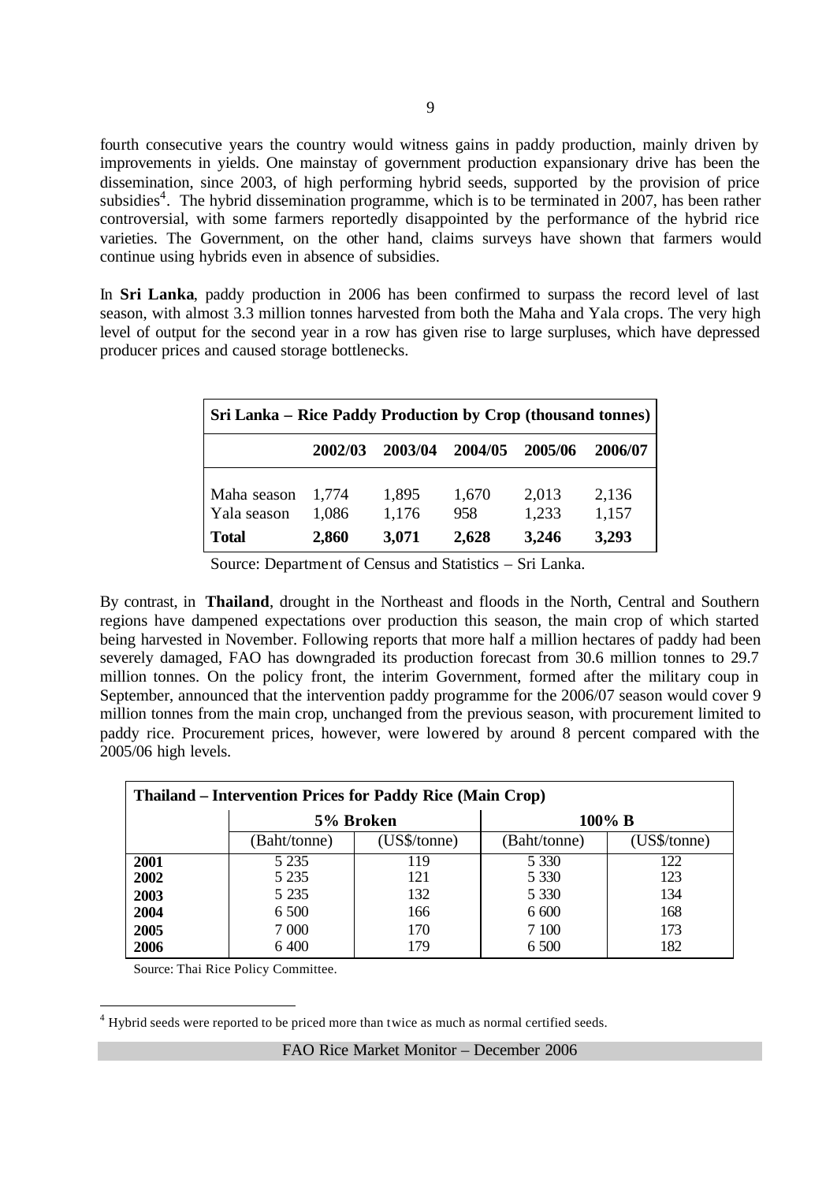fourth consecutive years the country would witness gains in paddy production, mainly driven by improvements in yields. One mainstay of government production expansionary drive has been the dissemination, since 2003, of high performing hybrid seeds, supported by the provision of price subsidies[4]. The hybrid dissemination programme, which is to be terminated in 2007, has been rather controversial, with some farmers reportedly disappointed by the performance of the hybrid rice varieties. The Government, on the other hand, claims surveys have shown that farmers would continue using hybrids even in absence of subsidies.

In **Sri Lanka**, paddy production in 2006 has been confirmed to surpass the record level of last season, with almost 3.3 million tonnes harvested from both the Maha and Yala crops. The very high level of output for the second year in a row has given rise to large surpluses, which have depressed producer prices and caused storage bottlenecks.

| Sri Lanka – Rice Paddy Production by Crop (thousand tonnes) | | | | | |
|---|---|---|---|---|---|
| | **2002/03** | **2003/04** | **2004/05** | **2005/06** | **2006/07** |
| Maha season | 1,774 | 1,895 | 1,670 | 2,013 | 2,136 |
| Yala season | 1,086 | 1,176 | 958 | 1,233 | 1,157 |
| **Total** | **2,860** | **3,071** | **2,628** | **3,246** | **3,293** |

Source: Department of Census and Statistics – Sri Lanka.

By contrast, in **Thailand**, drought in the Northeast and floods in the North, Central and Southern regions have dampened expectations over production this season, the main crop of which started being harvested in November. Following reports that more half a million hectares of paddy had been severely damaged, FAO has downgraded its production forecast from 30.6 million tonnes to 29.7 million tonnes. On the policy front, the interim Government, formed after the military coup in September, announced that the intervention paddy programme for the 2006/07 season would cover 9 million tonnes from the main crop, unchanged from the previous season, with procurement limited to paddy rice. Procurement prices, however, were lowered by around 8 percent compared with the 2005/06 high levels.

| Thailand – Intervention Prices for Paddy Rice (Main Crop) | | | | |
|---|---|---|---|---|
| | **5% Broken** | | **100% B** | |
| | (Baht/tonne) | (US$/tonne) | (Baht/tonne) | (US$/tonne) |
| **2001** | 5 235 | 119 | 5 330 | 122 |
| **2002** | 5 235 | 121 | 5 330 | 123 |
| **2003** | 5 235 | 132 | 5 330 | 134 |
| **2004** | 6 500 | 166 | 6 600 | 168 |
| **2005** | 7 000 | 170 | 7 100 | 173 |
| **2006** | 6 400 | 179 | 6 500 | 182 |

Source: Thai Rice Policy Committee.

[4] Hybrid seeds were reported to be priced more than twice as much as normal certified seeds.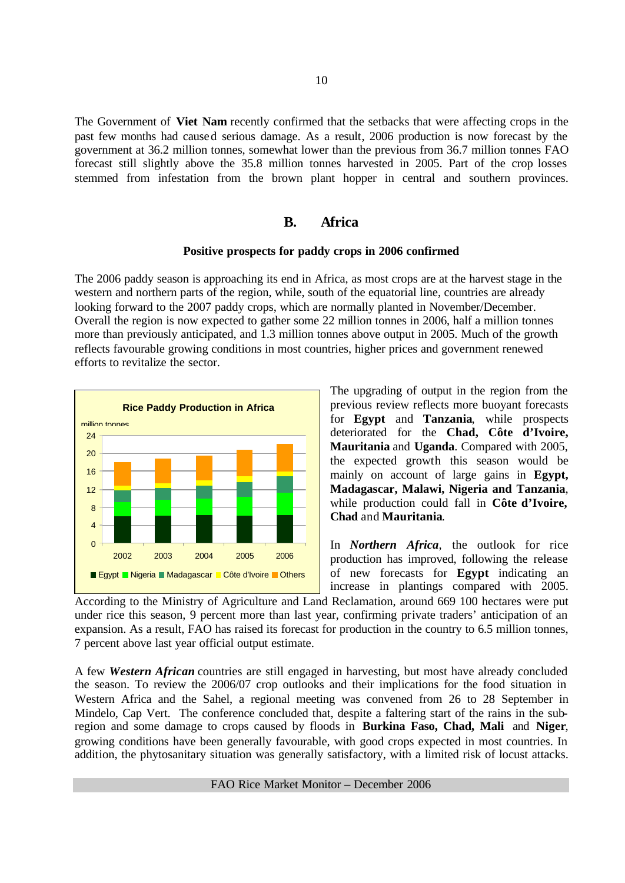The Government of **Viet Nam** recently confirmed that the setbacks that were affecting crops in the past few months had caused serious damage. As a result, 2006 production is now forecast by the government at 36.2 million tonnes, somewhat lower than the previous from 36.7 million tonnes FAO forecast still slightly above the 35.8 million tonnes harvested in 2005. Part of the crop losses stemmed from infestation from the brown plant hopper in central and southern provinces.

## B. Africa

### Positive prospects for paddy crops in 2006 confirmed

The 2006 paddy season is approaching its end in Africa, as most crops are at the harvest stage in the western and northern parts of the region, while, south of the equatorial line, countries are already looking forward to the 2007 paddy crops, which are normally planted in November/December. Overall the region is now expected to gather some 22 million tonnes in 2006, half a million tonnes more than previously anticipated, and 1.3 million tonnes above output in 2005. Much of the growth reflects favourable growing conditions in most countries, higher prices and government renewed efforts to revitalize the sector.

**Rice Paddy Production in Africa**

million tonnes

Egypt, Nigeria, Madagascar, Côte d'Ivoire, Others — 2002, 2003, 2004, 2005, 2006

The upgrading of output in the region from the previous review reflects more buoyant forecasts for **Egypt** and **Tanzania**, while prospects deteriorated for the **Chad, Côte d'Ivoire, Mauritania** and **Uganda**. Compared with 2005, the expected growth this season would be mainly on account of large gains in **Egypt, Madagascar, Malawi, Nigeria and Tanzania**, while production could fall in **Côte d'Ivoire, Chad** and **Mauritania**.

In ***Northern Africa***, the outlook for rice production has improved, following the release of new forecasts for **Egypt** indicating an increase in plantings compared with 2005. According to the Ministry of Agriculture and Land Reclamation, around 669 100 hectares were put under rice this season, 9 percent more than last year, confirming private traders' anticipation of an expansion. As a result, FAO has raised its forecast for production in the country to 6.5 million tonnes, 7 percent above last year official output estimate.

A few ***Western African*** countries are still engaged in harvesting, but most have already concluded the season. To review the 2006/07 crop outlooks and their implications for the food situation in Western Africa and the Sahel, a regional meeting was convened from 26 to 28 September in Mindelo, Cap Vert. The conference concluded that, despite a faltering start of the rains in the sub-region and some damage to crops caused by floods in **Burkina Faso, Chad, Mali** and **Niger**, growing conditions have been generally favourable, with good crops expected in most countries. In addition, the phytosanitary situation was generally satisfactory, with a limited risk of locust attacks.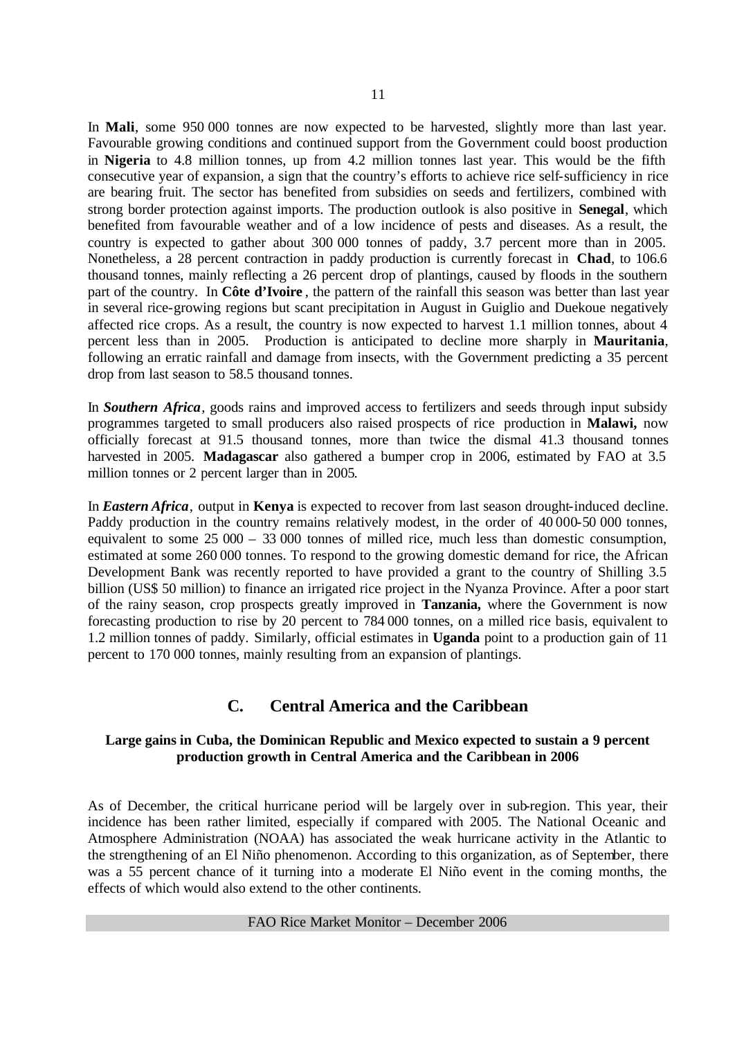In **Mali**, some 950 000 tonnes are now expected to be harvested, slightly more than last year. Favourable growing conditions and continued support from the Government could boost production in **Nigeria** to 4.8 million tonnes, up from 4.2 million tonnes last year. This would be the fifth consecutive year of expansion, a sign that the country's efforts to achieve rice self-sufficiency in rice are bearing fruit. The sector has benefited from subsidies on seeds and fertilizers, combined with strong border protection against imports. The production outlook is also positive in **Senegal**, which benefited from favourable weather and of a low incidence of pests and diseases. As a result, the country is expected to gather about 300 000 tonnes of paddy, 3.7 percent more than in 2005. Nonetheless, a 28 percent contraction in paddy production is currently forecast in **Chad**, to 106.6 thousand tonnes, mainly reflecting a 26 percent drop of plantings, caused by floods in the southern part of the country. In **Côte d'Ivoire**, the pattern of the rainfall this season was better than last year in several rice-growing regions but scant precipitation in August in Guiglio and Duekoue negatively affected rice crops. As a result, the country is now expected to harvest 1.1 million tonnes, about 4 percent less than in 2005. Production is anticipated to decline more sharply in **Mauritania**, following an erratic rainfall and damage from insects, with the Government predicting a 35 percent drop from last season to 58.5 thousand tonnes.

In ***Southern Africa***, goods rains and improved access to fertilizers and seeds through input subsidy programmes targeted to small producers also raised prospects of rice production in **Malawi,** now officially forecast at 91.5 thousand tonnes, more than twice the dismal 41.3 thousand tonnes harvested in 2005. **Madagascar** also gathered a bumper crop in 2006, estimated by FAO at 3.5 million tonnes or 2 percent larger than in 2005.

In ***Eastern Africa***, output in **Kenya** is expected to recover from last season drought-induced decline. Paddy production in the country remains relatively modest, in the order of 40 000-50 000 tonnes, equivalent to some 25 000 – 33 000 tonnes of milled rice, much less than domestic consumption, estimated at some 260 000 tonnes. To respond to the growing domestic demand for rice, the African Development Bank was recently reported to have provided a grant to the country of Shilling 3.5 billion (US$ 50 million) to finance an irrigated rice project in the Nyanza Province. After a poor start of the rainy season, crop prospects greatly improved in **Tanzania,** where the Government is now forecasting production to rise by 20 percent to 784 000 tonnes, on a milled rice basis, equivalent to 1.2 million tonnes of paddy. Similarly, official estimates in **Uganda** point to a production gain of 11 percent to 170 000 tonnes, mainly resulting from an expansion of plantings.

## C. Central America and the Caribbean

**Large gains in Cuba, the Dominican Republic and Mexico expected to sustain a 9 percent production growth in Central America and the Caribbean in 2006**

As of December, the critical hurricane period will be largely over in sub-region. This year, their incidence has been rather limited, especially if compared with 2005. The National Oceanic and Atmosphere Administration (NOAA) has associated the weak hurricane activity in the Atlantic to the strengthening of an El Niño phenomenon. According to this organization, as of September, there was a 55 percent chance of it turning into a moderate El Niño event in the coming months, the effects of which would also extend to the other continents.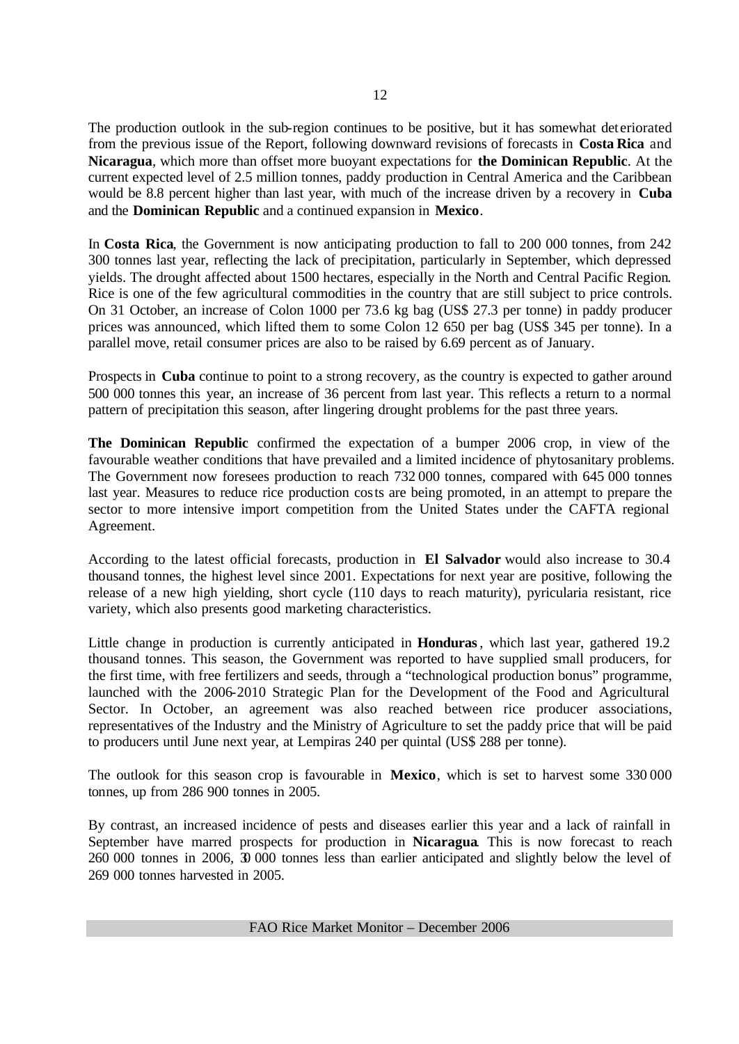The production outlook in the sub-region continues to be positive, but it has somewhat deteriorated from the previous issue of the Report, following downward revisions of forecasts in **Costa Rica** and **Nicaragua**, which more than offset more buoyant expectations for **the Dominican Republic**. At the current expected level of 2.5 million tonnes, paddy production in Central America and the Caribbean would be 8.8 percent higher than last year, with much of the increase driven by a recovery in **Cuba** and the **Dominican Republic** and a continued expansion in **Mexico**.

In **Costa Rica**, the Government is now anticipating production to fall to 200 000 tonnes, from 242 300 tonnes last year, reflecting the lack of precipitation, particularly in September, which depressed yields. The drought affected about 1500 hectares, especially in the North and Central Pacific Region. Rice is one of the few agricultural commodities in the country that are still subject to price controls. On 31 October, an increase of Colon 1000 per 73.6 kg bag (US$ 27.3 per tonne) in paddy producer prices was announced, which lifted them to some Colon 12 650 per bag (US$ 345 per tonne). In a parallel move, retail consumer prices are also to be raised by 6.69 percent as of January.

Prospects in **Cuba** continue to point to a strong recovery, as the country is expected to gather around 500 000 tonnes this year, an increase of 36 percent from last year. This reflects a return to a normal pattern of precipitation this season, after lingering drought problems for the past three years.

**The Dominican Republic** confirmed the expectation of a bumper 2006 crop, in view of the favourable weather conditions that have prevailed and a limited incidence of phytosanitary problems. The Government now foresees production to reach 732 000 tonnes, compared with 645 000 tonnes last year. Measures to reduce rice production costs are being promoted, in an attempt to prepare the sector to more intensive import competition from the United States under the CAFTA regional Agreement.

According to the latest official forecasts, production in **El Salvador** would also increase to 30.4 thousand tonnes, the highest level since 2001. Expectations for next year are positive, following the release of a new high yielding, short cycle (110 days to reach maturity), pyricularia resistant, rice variety, which also presents good marketing characteristics.

Little change in production is currently anticipated in **Honduras**, which last year, gathered 19.2 thousand tonnes. This season, the Government was reported to have supplied small producers, for the first time, with free fertilizers and seeds, through a "technological production bonus" programme, launched with the 2006-2010 Strategic Plan for the Development of the Food and Agricultural Sector. In October, an agreement was also reached between rice producer associations, representatives of the Industry and the Ministry of Agriculture to set the paddy price that will be paid to producers until June next year, at Lempiras 240 per quintal (US$ 288 per tonne).

The outlook for this season crop is favourable in **Mexico**, which is set to harvest some 330 000 tonnes, up from 286 900 tonnes in 2005.

By contrast, an increased incidence of pests and diseases earlier this year and a lack of rainfall in September have marred prospects for production in **Nicaragua**. This is now forecast to reach 260 000 tonnes in 2006, 30 000 tonnes less than earlier anticipated and slightly below the level of 269 000 tonnes harvested in 2005.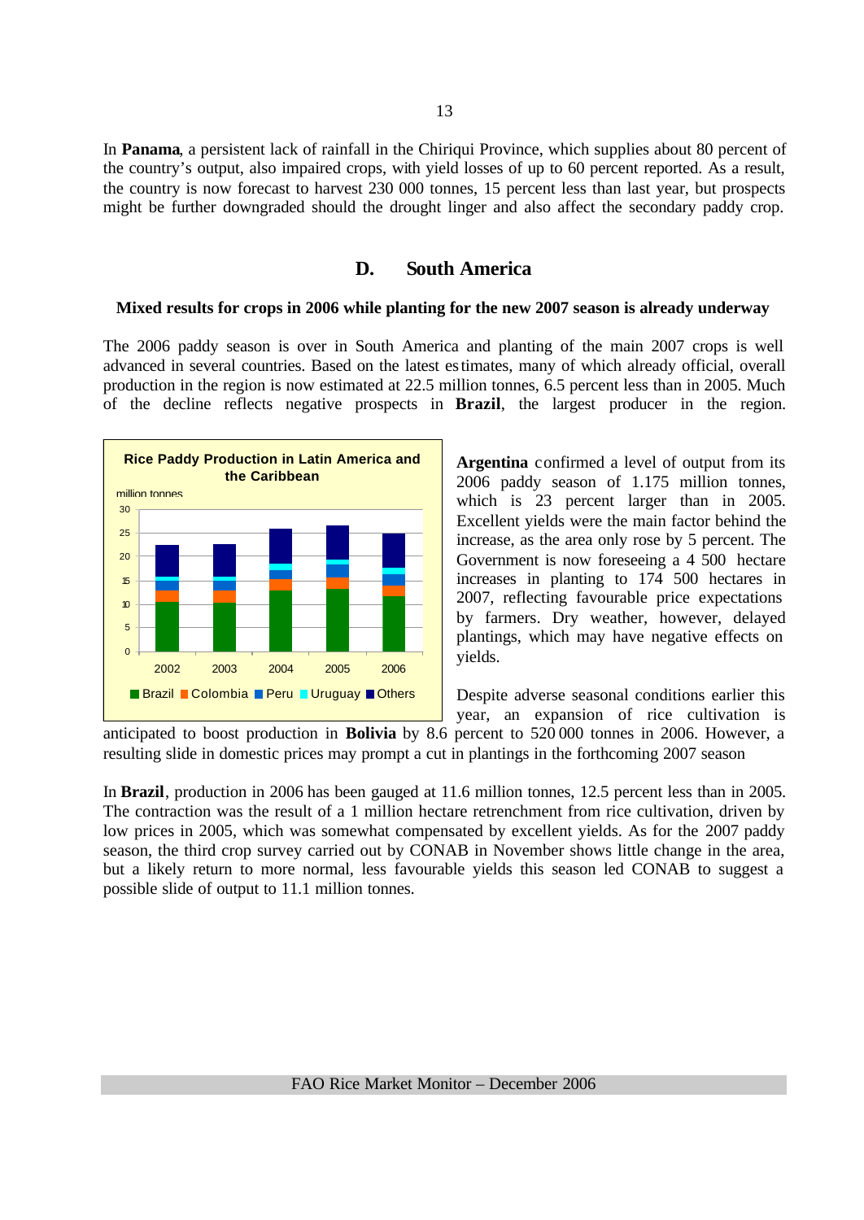In **Panama**, a persistent lack of rainfall in the Chiriqui Province, which supplies about 80 percent of the country's output, also impaired crops, with yield losses of up to 60 percent reported. As a result, the country is now forecast to harvest 230 000 tonnes, 15 percent less than last year, but prospects might be further downgraded should the drought linger and also affect the secondary paddy crop.

## D. South America

### Mixed results for crops in 2006 while planting for the new 2007 season is already underway

The 2006 paddy season is over in South America and planting of the main 2007 crops is well advanced in several countries. Based on the latest estimates, many of which already official, overall production in the region is now estimated at 22.5 million tonnes, 6.5 percent less than in 2005. Much of the decline reflects negative prospects in **Brazil**, the largest producer in the region.

**Rice Paddy Production in Latin America and the Caribbean**

million tonnes

Brazil, Colombia, Peru, Uruguay, Others — 2002, 2003, 2004, 2005, 2006

**Argentina** confirmed a level of output from its 2006 paddy season of 1.175 million tonnes, which is 23 percent larger than in 2005. Excellent yields were the main factor behind the increase, as the area only rose by 5 percent. The Government is now foreseeing a 4 500 hectare increases in planting to 174 500 hectares in 2007, reflecting favourable price expectations by farmers. Dry weather, however, delayed plantings, which may have negative effects on yields.

Despite adverse seasonal conditions earlier this year, an expansion of rice cultivation is anticipated to boost production in **Bolivia** by 8.6 percent to 520 000 tonnes in 2006. However, a resulting slide in domestic prices may prompt a cut in plantings in the forthcoming 2007 season

In **Brazil**, production in 2006 has been gauged at 11.6 million tonnes, 12.5 percent less than in 2005. The contraction was the result of a 1 million hectare retrenchment from rice cultivation, driven by low prices in 2005, which was somewhat compensated by excellent yields. As for the 2007 paddy season, the third crop survey carried out by CONAB in November shows little change in the area, but a likely return to more normal, less favourable yields this season led CONAB to suggest a possible slide of output to 11.1 million tonnes.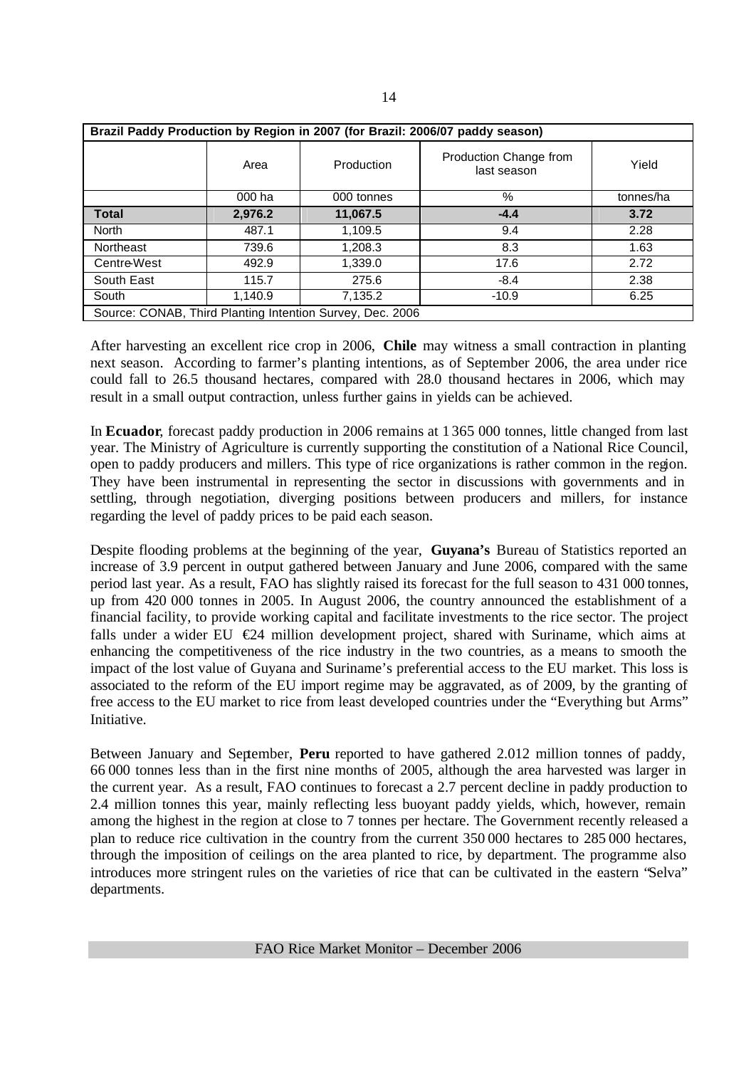| Brazil Paddy Production by Region in 2007 (for Brazil: 2006/07 paddy season) | | | | |
|---|---|---|---|---|
| | Area | Production | Production Change from last season | Yield |
| | 000 ha | 000 tonnes | % | tonnes/ha |
| **Total** | **2,976.2** | **11,067.5** | **-4.4** | **3.72** |
| North | 487.1 | 1,109.5 | 9.4 | 2.28 |
| Northeast | 739.6 | 1,208.3 | 8.3 | 1.63 |
| Centre-West | 492.9 | 1,339.0 | 17.6 | 2.72 |
| South East | 115.7 | 275.6 | -8.4 | 2.38 |
| South | 1,140.9 | 7,135.2 | -10.9 | 6.25 |
| Source: CONAB, Third Planting Intention Survey, Dec. 2006 | | | | |

After harvesting an excellent rice crop in 2006, **Chile** may witness a small contraction in planting next season. According to farmer's planting intentions, as of September 2006, the area under rice could fall to 26.5 thousand hectares, compared with 28.0 thousand hectares in 2006, which may result in a small output contraction, unless further gains in yields can be achieved.

In **Ecuador**, forecast paddy production in 2006 remains at 1 365 000 tonnes, little changed from last year. The Ministry of Agriculture is currently supporting the constitution of a National Rice Council, open to paddy producers and millers. This type of rice organizations is rather common in the region. They have been instrumental in representing the sector in discussions with governments and in settling, through negotiation, diverging positions between producers and millers, for instance regarding the level of paddy prices to be paid each season.

Despite flooding problems at the beginning of the year, **Guyana's** Bureau of Statistics reported an increase of 3.9 percent in output gathered between January and June 2006, compared with the same period last year. As a result, FAO has slightly raised its forecast for the full season to 431 000 tonnes, up from 420 000 tonnes in 2005. In August 2006, the country announced the establishment of a financial facility, to provide working capital and facilitate investments to the rice sector. The project falls under a wider EU €24 million development project, shared with Suriname, which aims at enhancing the competitiveness of the rice industry in the two countries, as a means to smooth the impact of the lost value of Guyana and Suriname's preferential access to the EU market. This loss is associated to the reform of the EU import regime may be aggravated, as of 2009, by the granting of free access to the EU market to rice from least developed countries under the "Everything but Arms" Initiative.

Between January and September, **Peru** reported to have gathered 2.012 million tonnes of paddy, 66 000 tonnes less than in the first nine months of 2005, although the area harvested was larger in the current year. As a result, FAO continues to forecast a 2.7 percent decline in paddy production to 2.4 million tonnes this year, mainly reflecting less buoyant paddy yields, which, however, remain among the highest in the region at close to 7 tonnes per hectare. The Government recently released a plan to reduce rice cultivation in the country from the current 350 000 hectares to 285 000 hectares, through the imposition of ceilings on the area planted to rice, by department. The programme also introduces more stringent rules on the varieties of rice that can be cultivated in the eastern "Selva" departments.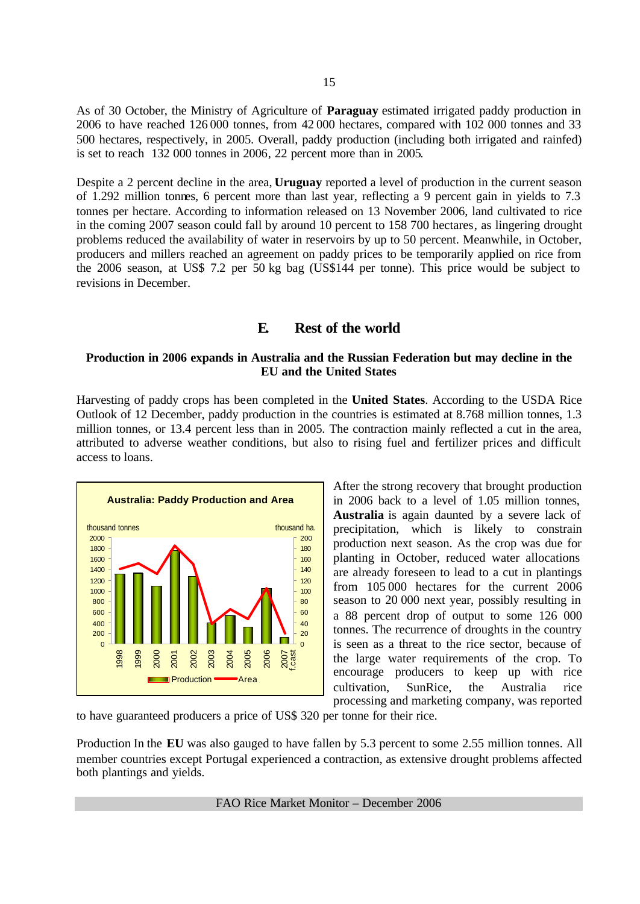As of 30 October, the Ministry of Agriculture of **Paraguay** estimated irrigated paddy production in 2006 to have reached 126 000 tonnes, from 42 000 hectares, compared with 102 000 tonnes and 33 500 hectares, respectively, in 2005. Overall, paddy production (including both irrigated and rainfed) is set to reach 132 000 tonnes in 2006, 22 percent more than in 2005.

Despite a 2 percent decline in the area, **Uruguay** reported a level of production in the current season of 1.292 million tonnes, 6 percent more than last year, reflecting a 9 percent gain in yields to 7.3 tonnes per hectare. According to information released on 13 November 2006, land cultivated to rice in the coming 2007 season could fall by around 10 percent to 158 700 hectares, as lingering drought problems reduced the availability of water in reservoirs by up to 50 percent. Meanwhile, in October, producers and millers reached an agreement on paddy prices to be temporarily applied on rice from the 2006 season, at US$ 7.2 per 50 kg bag (US$144 per tonne). This price would be subject to revisions in December.

## E. Rest of the world

### Production in 2006 expands in Australia and the Russian Federation but may decline in the EU and the United States

Harvesting of paddy crops has been completed in the **United States**. According to the USDA Rice Outlook of 12 December, paddy production in the countries is estimated at 8.768 million tonnes, 1.3 million tonnes, or 13.4 percent less than in 2005. The contraction mainly reflected a cut in the area, attributed to adverse weather conditions, but also to rising fuel and fertilizer prices and difficult access to loans.

**Australia: Paddy Production and Area**

After the strong recovery that brought production in 2006 back to a level of 1.05 million tonnes, **Australia** is again daunted by a severe lack of precipitation, which is likely to constrain production next season. As the crop was due for planting in October, reduced water allocations are already foreseen to lead to a cut in plantings from 105 000 hectares for the current 2006 season to 20 000 next year, possibly resulting in a 88 percent drop of output to some 126 000 tonnes. The recurrence of droughts in the country is seen as a threat to the rice sector, because of the large water requirements of the crop. To encourage producers to keep up with rice cultivation, SunRice, the Australia rice processing and marketing company, was reported to have guaranteed producers a price of US$ 320 per tonne for their rice.

Production In the **EU** was also gauged to have fallen by 5.3 percent to some 2.55 million tonnes. All member countries except Portugal experienced a contraction, as extensive drought problems affected both plantings and yields.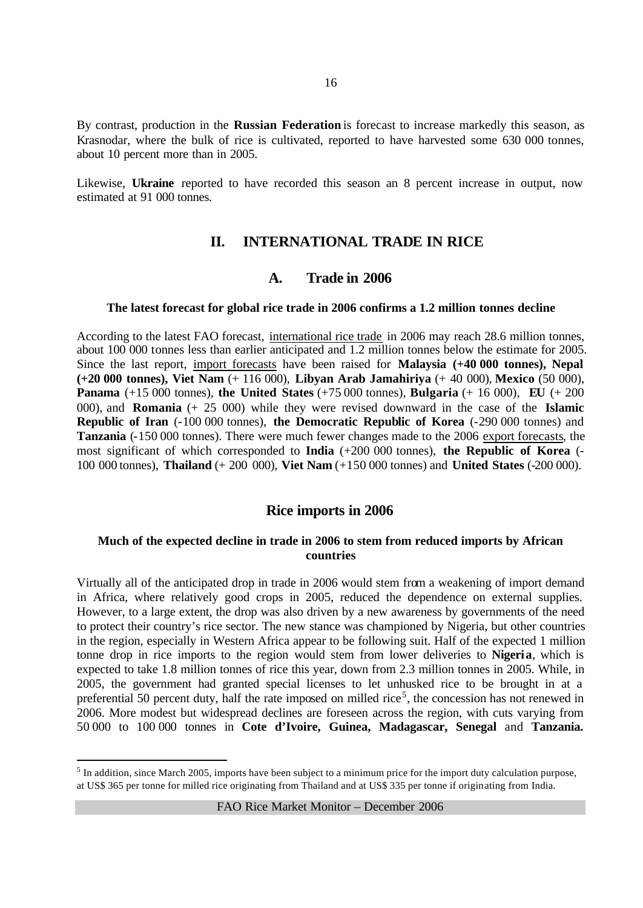By contrast, production in the **Russian Federation** is forecast to increase markedly this season, as Krasnodar, where the bulk of rice is cultivated, reported to have harvested some 630 000 tonnes, about 10 percent more than in 2005.

Likewise, **Ukraine** reported to have recorded this season an 8 percent increase in output, now estimated at 91 000 tonnes.

## II. INTERNATIONAL TRADE IN RICE

### A. Trade in 2006

**The latest forecast for global rice trade in 2006 confirms a 1.2 million tonnes decline**

According to the latest FAO forecast, international rice trade in 2006 may reach 28.6 million tonnes, about 100 000 tonnes less than earlier anticipated and 1.2 million tonnes below the estimate for 2005. Since the last report, import forecasts have been raised for **Malaysia (+40 000 tonnes), Nepal (+20 000 tonnes), Viet Nam** (+ 116 000), **Libyan Arab Jamahiriya** (+ 40 000), **Mexico** (50 000), **Panama** (+15 000 tonnes), **the United States** (+75 000 tonnes), **Bulgaria** (+ 16 000), **EU** (+ 200 000), and **Romania** (+ 25 000) while they were revised downward in the case of the **Islamic Republic of Iran** (-100 000 tonnes), **the Democratic Republic of Korea** (-290 000 tonnes) and **Tanzania** (-150 000 tonnes). There were much fewer changes made to the 2006 export forecasts, the most significant of which corresponded to **India** (+200 000 tonnes), **the Republic of Korea** (-100 000 tonnes), **Thailand** (+ 200 000), **Viet Nam** (+150 000 tonnes) and **United States** (-200 000).

### Rice imports in 2006

**Much of the expected decline in trade in 2006 to stem from reduced imports by African countries**

Virtually all of the anticipated drop in trade in 2006 would stem from a weakening of import demand in Africa, where relatively good crops in 2005, reduced the dependence on external supplies. However, to a large extent, the drop was also driven by a new awareness by governments of the need to protect their country's rice sector. The new stance was championed by Nigeria, but other countries in the region, especially in Western Africa appear to be following suit. Half of the expected 1 million tonne drop in rice imports to the region would stem from lower deliveries to **Nigeria**, which is expected to take 1.8 million tonnes of rice this year, down from 2.3 million tonnes in 2005. While, in 2005, the government had granted special licenses to let unhusked rice to be brought in at a preferential 50 percent duty, half the rate imposed on milled rice[5], the concession has not renewed in 2006. More modest but widespread declines are foreseen across the region, with cuts varying from 50 000 to 100 000 tonnes in **Cote d'Ivoire, Guinea, Madagascar, Senegal** and **Tanzania.**

[5] In addition, since March 2005, imports have been subject to a minimum price for the import duty calculation purpose, at US$ 365 per tonne for milled rice originating from Thailand and at US$ 335 per tonne if originating from India.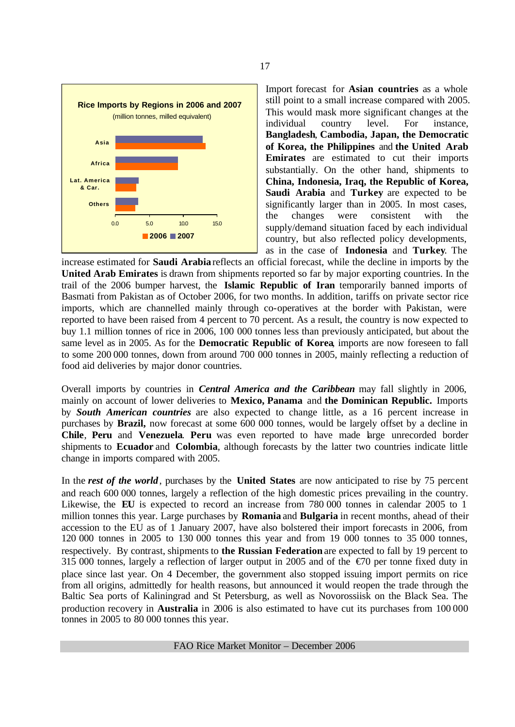Rice Imports by Regions in 2006 and 2007

(million tonnes, milled equivalent)

Import forecast for **Asian countries** as a whole still point to a small increase compared with 2005. This would mask more significant changes at the individual country level. For instance, **Bangladesh**, **Cambodia, Japan, the Democratic of Korea, the Philippines** and **the United Arab Emirates** are estimated to cut their imports substantially. On the other hand, shipments to **China, Indonesia, Iraq, the Republic of Korea, Saudi Arabia** and **Turkey** are expected to be significantly larger than in 2005. In most cases, the changes were consistent with the supply/demand situation faced by each individual country, but also reflected policy developments, as in the case of **Indonesia** and **Turkey**. The increase estimated for **Saudi Arabia** reflects an official forecast, while the decline in imports by the **United Arab Emirates** is drawn from shipments reported so far by major exporting countries. In the trail of the 2006 bumper harvest, the **Islamic Republic of Iran** temporarily banned imports of Basmati from Pakistan as of October 2006, for two months. In addition, tariffs on private sector rice imports, which are channelled mainly through co-operatives at the border with Pakistan, were reported to have been raised from 4 percent to 70 percent. As a result, the country is now expected to buy 1.1 million tonnes of rice in 2006, 100 000 tonnes less than previously anticipated, but about the same level as in 2005. As for the **Democratic Republic of Korea**, imports are now foreseen to fall to some 200 000 tonnes, down from around 700 000 tonnes in 2005, mainly reflecting a reduction of food aid deliveries by major donor countries.

Overall imports by countries in ***Central America and the Caribbean*** may fall slightly in 2006, mainly on account of lower deliveries to **Mexico, Panama** and **the Dominican Republic.** Imports by ***South American countries*** are also expected to change little, as a 16 percent increase in purchases by **Brazil,** now forecast at some 600 000 tonnes, would be largely offset by a decline in **Chile**, **Peru** and **Venezuela**. **Peru** was even reported to have made large unrecorded border shipments to **Ecuador** and **Colombia**, although forecasts by the latter two countries indicate little change in imports compared with 2005.

In the ***rest of the world***, purchases by the **United States** are now anticipated to rise by 75 percent and reach 600 000 tonnes, largely a reflection of the high domestic prices prevailing in the country. Likewise, the **EU** is expected to record an increase from 780 000 tonnes in calendar 2005 to 1 million tonnes this year. Large purchases by **Romania** and **Bulgaria** in recent months, ahead of their accession to the EU as of 1 January 2007, have also bolstered their import forecasts in 2006, from 120 000 tonnes in 2005 to 130 000 tonnes this year and from 19 000 tonnes to 35 000 tonnes, respectively. By contrast, shipments to **the Russian Federation** are expected to fall by 19 percent to 315 000 tonnes, largely a reflection of larger output in 2005 and of the €70 per tonne fixed duty in place since last year. On 4 December, the government also stopped issuing import permits on rice from all origins, admittedly for health reasons, but announced it would reopen the trade through the Baltic Sea ports of Kaliningrad and St Petersburg, as well as Novorossiisk on the Black Sea. The production recovery in **Australia** in 2006 is also estimated to have cut its purchases from 100 000 tonnes in 2005 to 80 000 tonnes this year.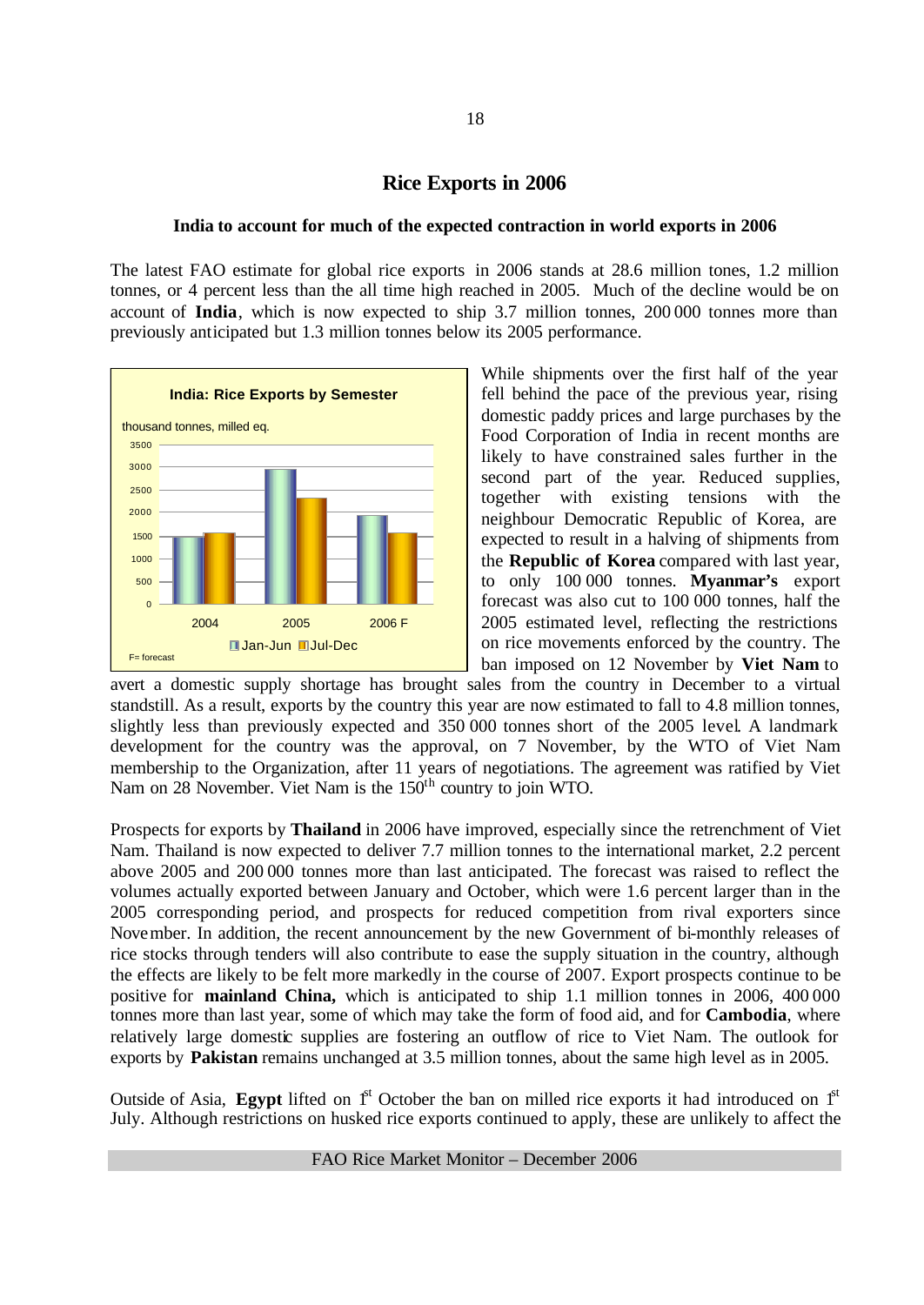# Rice Exports in 2006

### India to account for much of the expected contraction in world exports in 2006

The latest FAO estimate for global rice exports in 2006 stands at 28.6 million tones, 1.2 million tonnes, or 4 percent less than the all time high reached in 2005. Much of the decline would be on account of **India**, which is now expected to ship 3.7 million tonnes, 200 000 tonnes more than previously anticipated but 1.3 million tonnes below its 2005 performance.

**India: Rice Exports by Semester**

thousand tonnes, milled eq.

| | Jan-Jun | Jul-Dec |
|---|---|---|
| 2004 | ~1500 | ~1550 |
| 2005 | ~2950 | ~2300 |
| 2006 F | ~1900 | ~1550 |

F= forecast

While shipments over the first half of the year fell behind the pace of the previous year, rising domestic paddy prices and large purchases by the Food Corporation of India in recent months are likely to have constrained sales further in the second part of the year. Reduced supplies, together with existing tensions with the neighbour Democratic Republic of Korea, are expected to result in a halving of shipments from the **Republic of Korea** compared with last year, to only 100 000 tonnes. **Myanmar's** export forecast was also cut to 100 000 tonnes, half the 2005 estimated level, reflecting the restrictions on rice movements enforced by the country. The ban imposed on 12 November by **Viet Nam** to avert a domestic supply shortage has brought sales from the country in December to a virtual standstill. As a result, exports by the country this year are now estimated to fall to 4.8 million tonnes, slightly less than previously expected and 350 000 tonnes short of the 2005 level. A landmark development for the country was the approval, on 7 November, by the WTO of Viet Nam membership to the Organization, after 11 years of negotiations. The agreement was ratified by Viet Nam on 28 November. Viet Nam is the 150th country to join WTO.

Prospects for exports by **Thailand** in 2006 have improved, especially since the retrenchment of Viet Nam. Thailand is now expected to deliver 7.7 million tonnes to the international market, 2.2 percent above 2005 and 200 000 tonnes more than last anticipated. The forecast was raised to reflect the volumes actually exported between January and October, which were 1.6 percent larger than in the 2005 corresponding period, and prospects for reduced competition from rival exporters since November. In addition, the recent announcement by the new Government of bi-monthly releases of rice stocks through tenders will also contribute to ease the supply situation in the country, although the effects are likely to be felt more markedly in the course of 2007. Export prospects continue to be positive for **mainland China,** which is anticipated to ship 1.1 million tonnes in 2006, 400 000 tonnes more than last year, some of which may take the form of food aid, and for **Cambodia**, where relatively large domestic supplies are fostering an outflow of rice to Viet Nam. The outlook for exports by **Pakistan** remains unchanged at 3.5 million tonnes, about the same high level as in 2005.

Outside of Asia, **Egypt** lifted on 1st October the ban on milled rice exports it had introduced on 1st July. Although restrictions on husked rice exports continued to apply, these are unlikely to affect the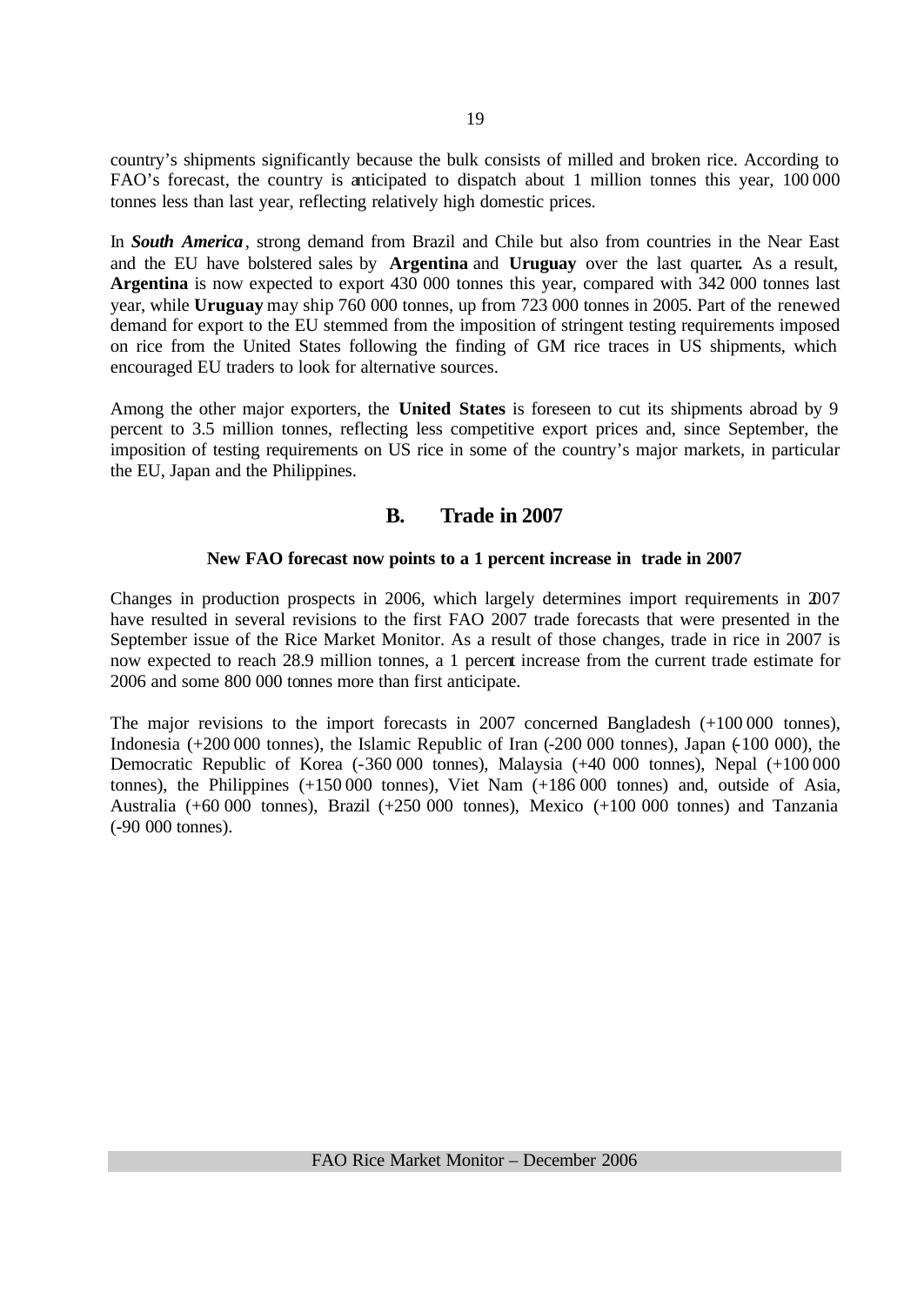country's shipments significantly because the bulk consists of milled and broken rice. According to FAO's forecast, the country is anticipated to dispatch about 1 million tonnes this year, 100 000 tonnes less than last year, reflecting relatively high domestic prices.

In ***South America***, strong demand from Brazil and Chile but also from countries in the Near East and the EU have bolstered sales by **Argentina** and **Uruguay** over the last quarter. As a result, **Argentina** is now expected to export 430 000 tonnes this year, compared with 342 000 tonnes last year, while **Uruguay** may ship 760 000 tonnes, up from 723 000 tonnes in 2005. Part of the renewed demand for export to the EU stemmed from the imposition of stringent testing requirements imposed on rice from the United States following the finding of GM rice traces in US shipments, which encouraged EU traders to look for alternative sources.

Among the other major exporters, the **United States** is foreseen to cut its shipments abroad by 9 percent to 3.5 million tonnes, reflecting less competitive export prices and, since September, the imposition of testing requirements on US rice in some of the country's major markets, in particular the EU, Japan and the Philippines.

## B. Trade in 2007

### New FAO forecast now points to a 1 percent increase in trade in 2007

Changes in production prospects in 2006, which largely determines import requirements in 2007 have resulted in several revisions to the first FAO 2007 trade forecasts that were presented in the September issue of the Rice Market Monitor. As a result of those changes, trade in rice in 2007 is now expected to reach 28.9 million tonnes, a 1 percent increase from the current trade estimate for 2006 and some 800 000 tonnes more than first anticipate.

The major revisions to the import forecasts in 2007 concerned Bangladesh (+100 000 tonnes), Indonesia (+200 000 tonnes), the Islamic Republic of Iran (-200 000 tonnes), Japan (-100 000), the Democratic Republic of Korea (-360 000 tonnes), Malaysia (+40 000 tonnes), Nepal (+100 000 tonnes), the Philippines (+150 000 tonnes), Viet Nam (+186 000 tonnes) and, outside of Asia, Australia (+60 000 tonnes), Brazil (+250 000 tonnes), Mexico (+100 000 tonnes) and Tanzania (-90 000 tonnes).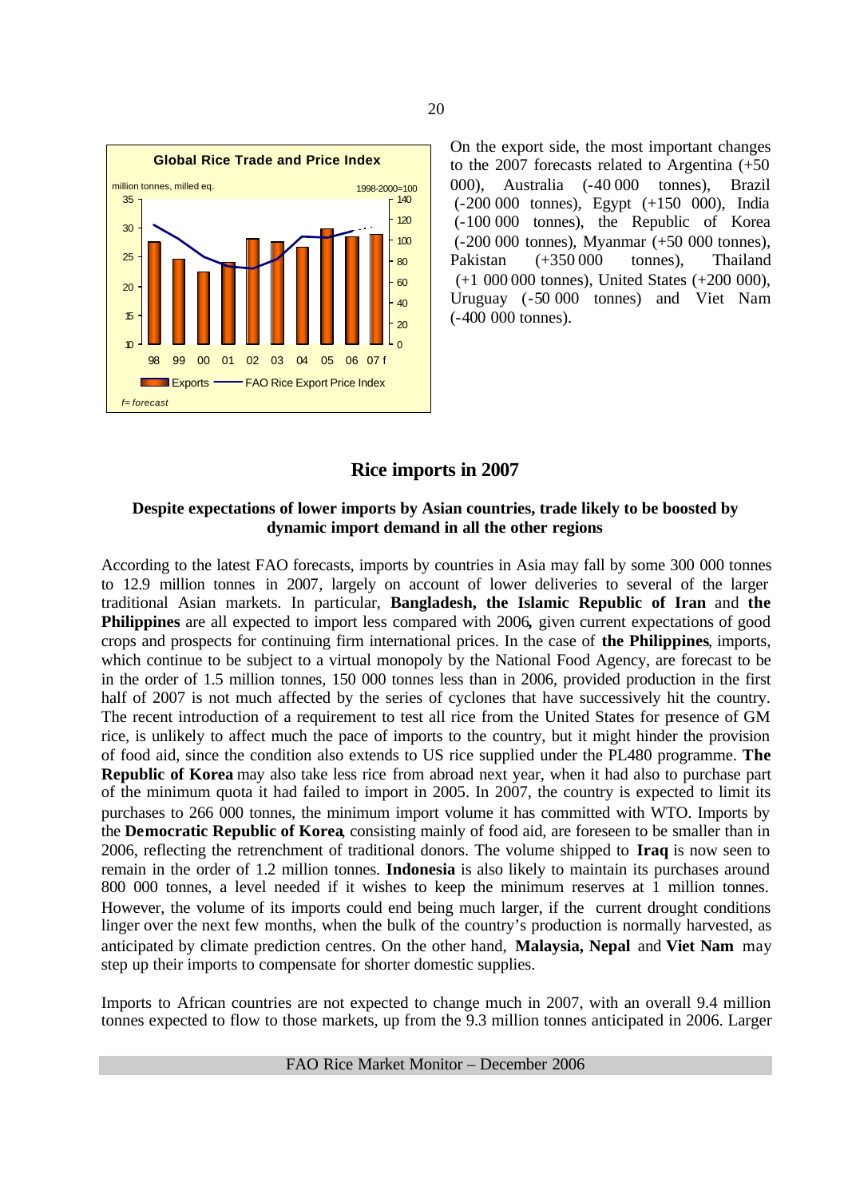**Global Rice Trade and Price Index**

On the export side, the most important changes to the 2007 forecasts related to Argentina (+50 000), Australia (-40 000 tonnes), Brazil (-200 000 tonnes), Egypt (+150 000), India (-100 000 tonnes), the Republic of Korea (-200 000 tonnes), Myanmar (+50 000 tonnes), Pakistan (+350 000 tonnes), Thailand (+1 000 000 tonnes), United States (+200 000), Uruguay (-50 000 tonnes) and Viet Nam (-400 000 tonnes).

## Rice imports in 2007

### Despite expectations of lower imports by Asian countries, trade likely to be boosted by dynamic import demand in all the other regions

According to the latest FAO forecasts, imports by countries in Asia may fall by some 300 000 tonnes to 12.9 million tonnes in 2007, largely on account of lower deliveries to several of the larger traditional Asian markets. In particular, **Bangladesh, the Islamic Republic of Iran** and **the Philippines** are all expected to import less compared with 2006, given current expectations of good crops and prospects for continuing firm international prices. In the case of **the Philippines**, imports, which continue to be subject to a virtual monopoly by the National Food Agency, are forecast to be in the order of 1.5 million tonnes, 150 000 tonnes less than in 2006, provided production in the first half of 2007 is not much affected by the series of cyclones that have successively hit the country. The recent introduction of a requirement to test all rice from the United States for presence of GM rice, is unlikely to affect much the pace of imports to the country, but it might hinder the provision of food aid, since the condition also extends to US rice supplied under the PL480 programme. **The Republic of Korea** may also take less rice from abroad next year, when it had also to purchase part of the minimum quota it had failed to import in 2005. In 2007, the country is expected to limit its purchases to 266 000 tonnes, the minimum import volume it has committed with WTO. Imports by the **Democratic Republic of Korea**, consisting mainly of food aid, are foreseen to be smaller than in 2006, reflecting the retrenchment of traditional donors. The volume shipped to **Iraq** is now seen to remain in the order of 1.2 million tonnes. **Indonesia** is also likely to maintain its purchases around 800 000 tonnes, a level needed if it wishes to keep the minimum reserves at 1 million tonnes. However, the volume of its imports could end being much larger, if the current drought conditions linger over the next few months, when the bulk of the country's production is normally harvested, as anticipated by climate prediction centres. On the other hand, **Malaysia, Nepal** and **Viet Nam** may step up their imports to compensate for shorter domestic supplies.

Imports to African countries are not expected to change much in 2007, with an overall 9.4 million tonnes expected to flow to those markets, up from the 9.3 million tonnes anticipated in 2006. Larger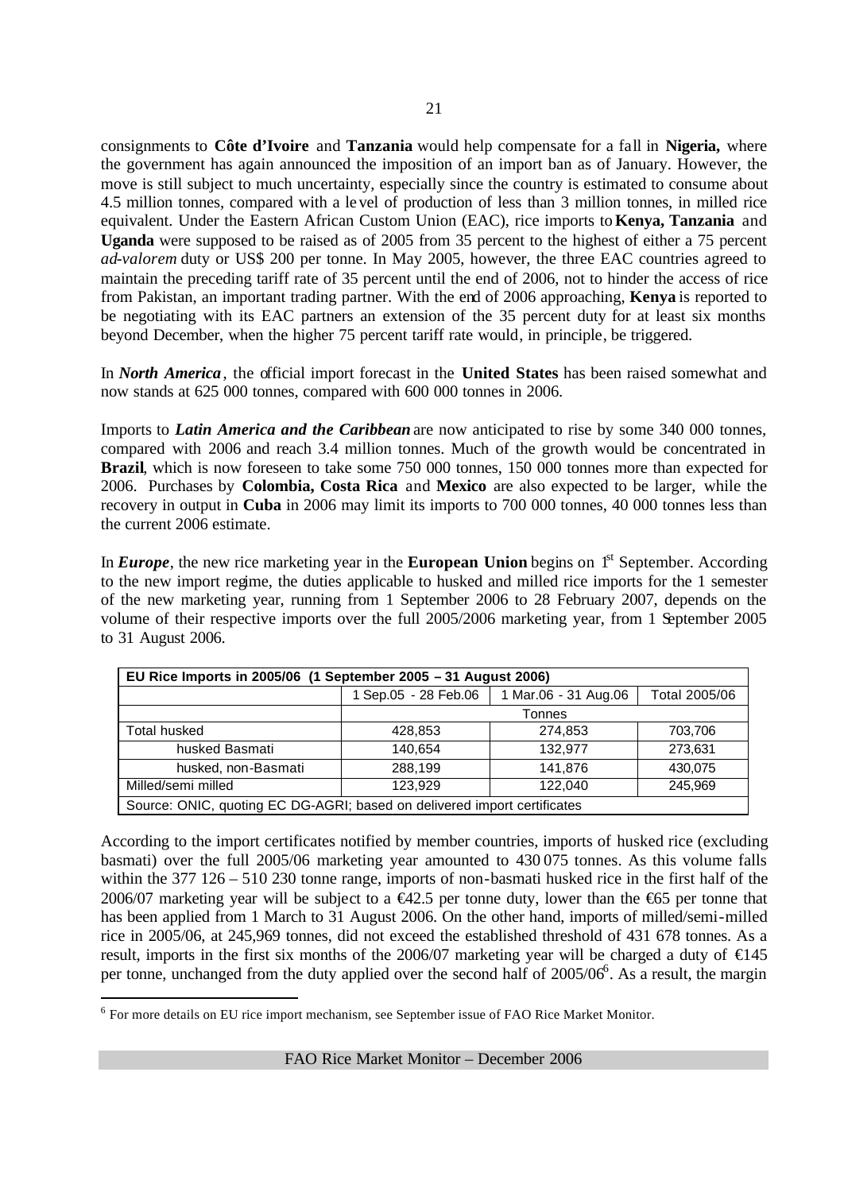consignments to **Côte d'Ivoire** and **Tanzania** would help compensate for a fall in **Nigeria,** where the government has again announced the imposition of an import ban as of January. However, the move is still subject to much uncertainty, especially since the country is estimated to consume about 4.5 million tonnes, compared with a level of production of less than 3 million tonnes, in milled rice equivalent. Under the Eastern African Custom Union (EAC), rice imports to **Kenya, Tanzania** and **Uganda** were supposed to be raised as of 2005 from 35 percent to the highest of either a 75 percent *ad-valorem* duty or US$ 200 per tonne. In May 2005, however, the three EAC countries agreed to maintain the preceding tariff rate of 35 percent until the end of 2006, not to hinder the access of rice from Pakistan, an important trading partner. With the end of 2006 approaching, **Kenya** is reported to be negotiating with its EAC partners an extension of the 35 percent duty for at least six months beyond December, when the higher 75 percent tariff rate would, in principle, be triggered.

In ***North America***, the official import forecast in the **United States** has been raised somewhat and now stands at 625 000 tonnes, compared with 600 000 tonnes in 2006.

Imports to ***Latin America and the Caribbean*** are now anticipated to rise by some 340 000 tonnes, compared with 2006 and reach 3.4 million tonnes. Much of the growth would be concentrated in **Brazil**, which is now foreseen to take some 750 000 tonnes, 150 000 tonnes more than expected for 2006. Purchases by **Colombia, Costa Rica** and **Mexico** are also expected to be larger, while the recovery in output in **Cuba** in 2006 may limit its imports to 700 000 tonnes, 40 000 tonnes less than the current 2006 estimate.

In ***Europe***, the new rice marketing year in the **European Union** begins on 1st September. According to the new import regime, the duties applicable to husked and milled rice imports for the 1 semester of the new marketing year, running from 1 September 2006 to 28 February 2007, depends on the volume of their respective imports over the full 2005/2006 marketing year, from 1 September 2005 to 31 August 2006.

| **EU Rice Imports in 2005/06 (1 September 2005 – 31 August 2006)** | | | |
|---|---|---|---|
| | 1 Sep.05 - 28 Feb.06 | 1 Mar.06 - 31 Aug.06 | Total 2005/06 |
| | Tonnes | | |
| Total husked | 428,853 | 274,853 | 703,706 |
| husked Basmati | 140,654 | 132,977 | 273,631 |
| husked, non-Basmati | 288,199 | 141,876 | 430,075 |
| Milled/semi milled | 123,929 | 122,040 | 245,969 |
| Source: ONIC, quoting EC DG-AGRI; based on delivered import certificates | | | |

According to the import certificates notified by member countries, imports of husked rice (excluding basmati) over the full 2005/06 marketing year amounted to 430 075 tonnes. As this volume falls within the 377 126 – 510 230 tonne range, imports of non-basmati husked rice in the first half of the 2006/07 marketing year will be subject to a €42.5 per tonne duty, lower than the €65 per tonne that has been applied from 1 March to 31 August 2006. On the other hand, imports of milled/semi-milled rice in 2005/06, at 245,969 tonnes, did not exceed the established threshold of 431 678 tonnes. As a result, imports in the first six months of the 2006/07 marketing year will be charged a duty of €145 per tonne, unchanged from the duty applied over the second half of 2005/06[6]. As a result, the margin

[6] For more details on EU rice import mechanism, see September issue of FAO Rice Market Monitor.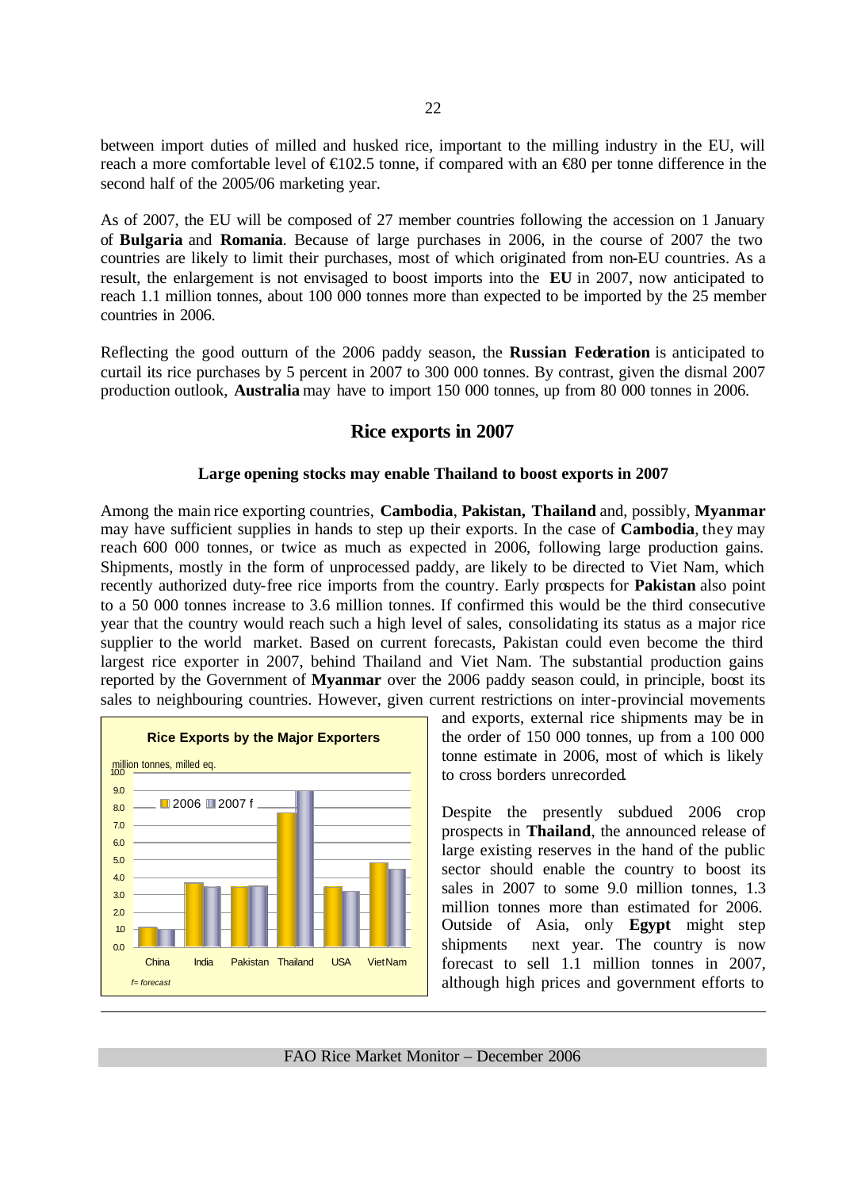between import duties of milled and husked rice, important to the milling industry in the EU, will reach a more comfortable level of €102.5 tonne, if compared with an €80 per tonne difference in the second half of the 2005/06 marketing year.

As of 2007, the EU will be composed of 27 member countries following the accession on 1 January of **Bulgaria** and **Romania**. Because of large purchases in 2006, in the course of 2007 the two countries are likely to limit their purchases, most of which originated from non-EU countries. As a result, the enlargement is not envisaged to boost imports into the **EU** in 2007, now anticipated to reach 1.1 million tonnes, about 100 000 tonnes more than expected to be imported by the 25 member countries in 2006.

Reflecting the good outturn of the 2006 paddy season, the **Russian Federation** is anticipated to curtail its rice purchases by 5 percent in 2007 to 300 000 tonnes. By contrast, given the dismal 2007 production outlook, **Australia** may have to import 150 000 tonnes, up from 80 000 tonnes in 2006.

## Rice exports in 2007

### Large opening stocks may enable Thailand to boost exports in 2007

Among the main rice exporting countries, **Cambodia**, **Pakistan, Thailand** and, possibly, **Myanmar** may have sufficient supplies in hands to step up their exports. In the case of **Cambodia**, they may reach 600 000 tonnes, or twice as much as expected in 2006, following large production gains. Shipments, mostly in the form of unprocessed paddy, are likely to be directed to Viet Nam, which recently authorized duty-free rice imports from the country. Early prospects for **Pakistan** also point to a 50 000 tonnes increase to 3.6 million tonnes. If confirmed this would be the third consecutive year that the country would reach such a high level of sales, consolidating its status as a major rice supplier to the world market. Based on current forecasts, Pakistan could even become the third largest rice exporter in 2007, behind Thailand and Viet Nam. The substantial production gains reported by the Government of **Myanmar** over the 2006 paddy season could, in principle, boost its sales to neighbouring countries. However, given current restrictions on inter-provincial movements and exports, external rice shipments may be in the order of 150 000 tonnes, up from a 100 000 tonne estimate in 2006, most of which is likely to cross borders unrecorded.

**Rice Exports by the Major Exporters**

million tonnes, milled eq.

| | 2006 | 2007 f |
|---|---|---|
| China | 1.1 | 1.0 |
| India | 3.7 | 3.5 |
| Pakistan | 3.5 | 3.6 |
| Thailand | 7.7 | 9.0 |
| USA | 3.5 | 3.2 |
| Viet Nam | 4.8 | 4.5 |

*f= forecast*

Despite the presently subdued 2006 crop prospects in **Thailand**, the announced release of large existing reserves in the hand of the public sector should enable the country to boost its sales in 2007 to some 9.0 million tonnes, 1.3 million tonnes more than estimated for 2006. Outside of Asia, only **Egypt** might step shipments next year. The country is now forecast to sell 1.1 million tonnes in 2007, although high prices and government efforts to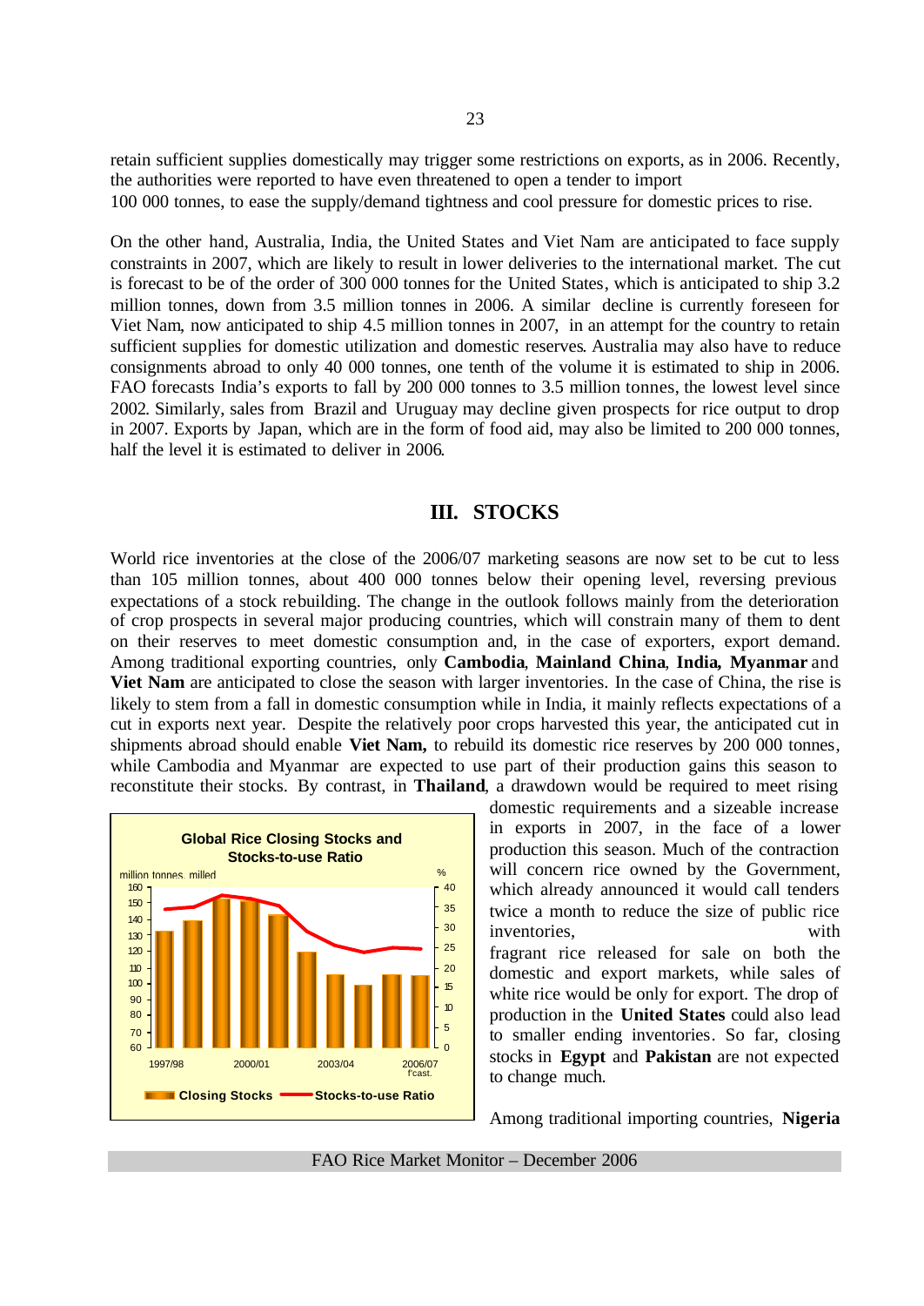retain sufficient supplies domestically may trigger some restrictions on exports, as in 2006. Recently, the authorities were reported to have even threatened to open a tender to import 100 000 tonnes, to ease the supply/demand tightness and cool pressure for domestic prices to rise.

On the other hand, Australia, India, the United States and Viet Nam are anticipated to face supply constraints in 2007, which are likely to result in lower deliveries to the international market. The cut is forecast to be of the order of 300 000 tonnes for the United States, which is anticipated to ship 3.2 million tonnes, down from 3.5 million tonnes in 2006. A similar decline is currently foreseen for Viet Nam, now anticipated to ship 4.5 million tonnes in 2007, in an attempt for the country to retain sufficient supplies for domestic utilization and domestic reserves. Australia may also have to reduce consignments abroad to only 40 000 tonnes, one tenth of the volume it is estimated to ship in 2006. FAO forecasts India's exports to fall by 200 000 tonnes to 3.5 million tonnes, the lowest level since 2002. Similarly, sales from Brazil and Uruguay may decline given prospects for rice output to drop in 2007. Exports by Japan, which are in the form of food aid, may also be limited to 200 000 tonnes, half the level it is estimated to deliver in 2006.

## III. STOCKS

World rice inventories at the close of the 2006/07 marketing seasons are now set to be cut to less than 105 million tonnes, about 400 000 tonnes below their opening level, reversing previous expectations of a stock rebuilding. The change in the outlook follows mainly from the deterioration of crop prospects in several major producing countries, which will constrain many of them to dent on their reserves to meet domestic consumption and, in the case of exporters, export demand. Among traditional exporting countries, only **Cambodia**, **Mainland China**, **India, Myanmar** and **Viet Nam** are anticipated to close the season with larger inventories. In the case of China, the rise is likely to stem from a fall in domestic consumption while in India, it mainly reflects expectations of a cut in exports next year. Despite the relatively poor crops harvested this year, the anticipated cut in shipments abroad should enable **Viet Nam,** to rebuild its domestic rice reserves by 200 000 tonnes, while Cambodia and Myanmar are expected to use part of their production gains this season to reconstitute their stocks. By contrast, in **Thailand**, a drawdown would be required to meet rising domestic requirements and a sizeable increase in exports in 2007, in the face of a lower production this season. Much of the contraction will concern rice owned by the Government, which already announced it would call tenders twice a month to reduce the size of public rice inventories, with fragrant rice released for sale on both the domestic and export markets, while sales of white rice would be only for export. The drop of production in the **United States** could also lead to smaller ending inventories. So far, closing stocks in **Egypt** and **Pakistan** are not expected to change much.

Global Rice Closing Stocks and Stocks-to-use Ratio

Among traditional importing countries, **Nigeria**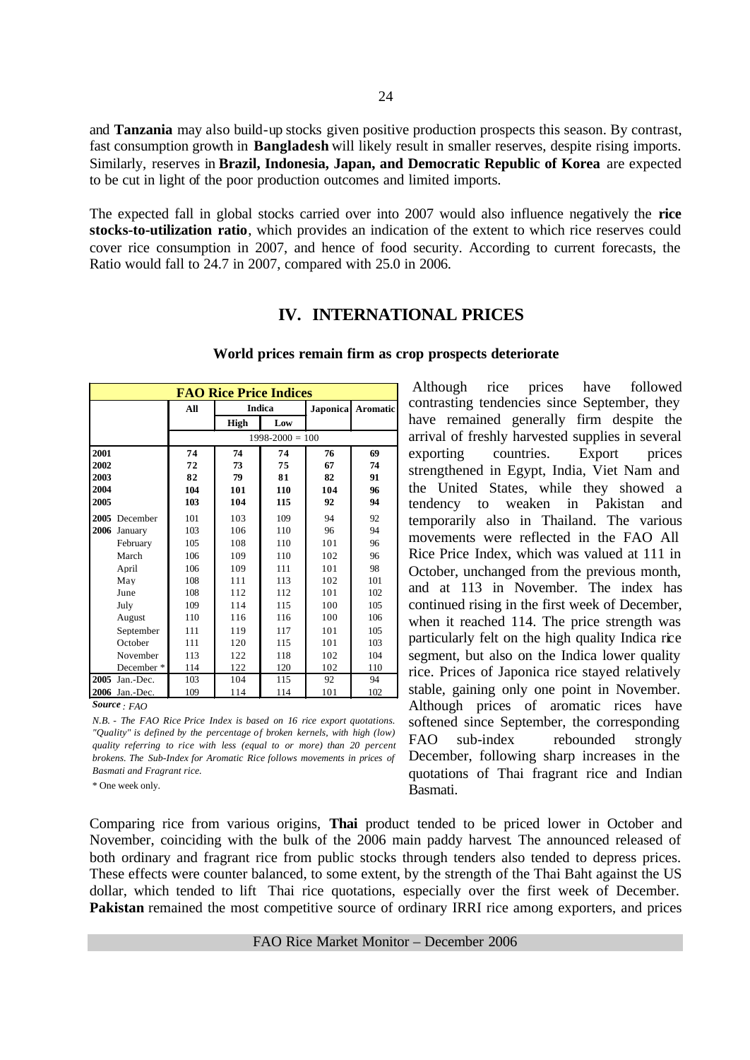and **Tanzania** may also build-up stocks given positive production prospects this season. By contrast, fast consumption growth in **Bangladesh** will likely result in smaller reserves, despite rising imports. Similarly, reserves in **Brazil, Indonesia, Japan, and Democratic Republic of Korea** are expected to be cut in light of the poor production outcomes and limited imports.

The expected fall in global stocks carried over into 2007 would also influence negatively the **rice stocks-to-utilization ratio**, which provides an indication of the extent to which rice reserves could cover rice consumption in 2007, and hence of food security. According to current forecasts, the Ratio would fall to 24.7 in 2007, compared with 25.0 in 2006.

## IV. INTERNATIONAL PRICES

### World prices remain firm as crop prospects deteriorate

**FAO Rice Price Indices**

| | All | Indica | | Japonica | Aromatic |
|---|---|---|---|---|---|
| | | High | Low | | |
| | 1998-2000 = 100 | | | | |
| **2001** | **74** | **74** | **74** | **76** | **69** |
| **2002** | **72** | **73** | **75** | **67** | **74** |
| **2003** | **82** | **79** | **81** | **82** | **91** |
| **2004** | **104** | **101** | **110** | **104** | **96** |
| **2005** | **103** | **104** | **115** | **92** | **94** |
| **2005** December | 101 | 103 | 109 | 94 | 92 |
| **2006** January | 103 | 106 | 110 | 96 | 94 |
| February | 105 | 108 | 110 | 101 | 96 |
| March | 106 | 109 | 110 | 102 | 96 |
| April | 106 | 109 | 111 | 101 | 98 |
| May | 108 | 111 | 113 | 102 | 101 |
| June | 108 | 112 | 112 | 101 | 102 |
| July | 109 | 114 | 115 | 100 | 105 |
| August | 110 | 116 | 116 | 100 | 106 |
| September | 111 | 119 | 117 | 101 | 105 |
| October | 111 | 120 | 115 | 101 | 103 |
| November | 113 | 122 | 118 | 102 | 104 |
| December * | 114 | 122 | 120 | 102 | 110 |
| **2005** Jan.-Dec. | 103 | 104 | 115 | 92 | 94 |
| **2006** Jan.-Dec. | 109 | 114 | 114 | 101 | 102 |

***Source*** *: FAO*

*N.B. - The FAO Rice Price Index is based on 16 rice export quotations. "Quality" is defined by the percentage of broken kernels, with high (low) quality referring to rice with less (equal to or more) than 20 percent brokens. The Sub-Index for Aromatic Rice follows movements in prices of Basmati and Fragrant rice.*

\* One week only.

Although rice prices have followed contrasting tendencies since September, they have remained generally firm despite the arrival of freshly harvested supplies in several exporting countries. Export prices strengthened in Egypt, India, Viet Nam and the United States, while they showed a tendency to weaken in Pakistan and temporarily also in Thailand. The various movements were reflected in the FAO All Rice Price Index, which was valued at 111 in October, unchanged from the previous month, and at 113 in November. The index has continued rising in the first week of December, when it reached 114. The price strength was particularly felt on the high quality Indica rice segment, but also on the Indica lower quality rice. Prices of Japonica rice stayed relatively stable, gaining only one point in November. Although prices of aromatic rices have softened since September, the corresponding FAO sub-index rebounded strongly December, following sharp increases in the quotations of Thai fragrant rice and Indian Basmati.

Comparing rice from various origins, **Thai** product tended to be priced lower in October and November, coinciding with the bulk of the 2006 main paddy harvest. The announced released of both ordinary and fragrant rice from public stocks through tenders also tended to depress prices. These effects were counter balanced, to some extent, by the strength of the Thai Baht against the US dollar, which tended to lift Thai rice quotations, especially over the first week of December. **Pakistan** remained the most competitive source of ordinary IRRI rice among exporters, and prices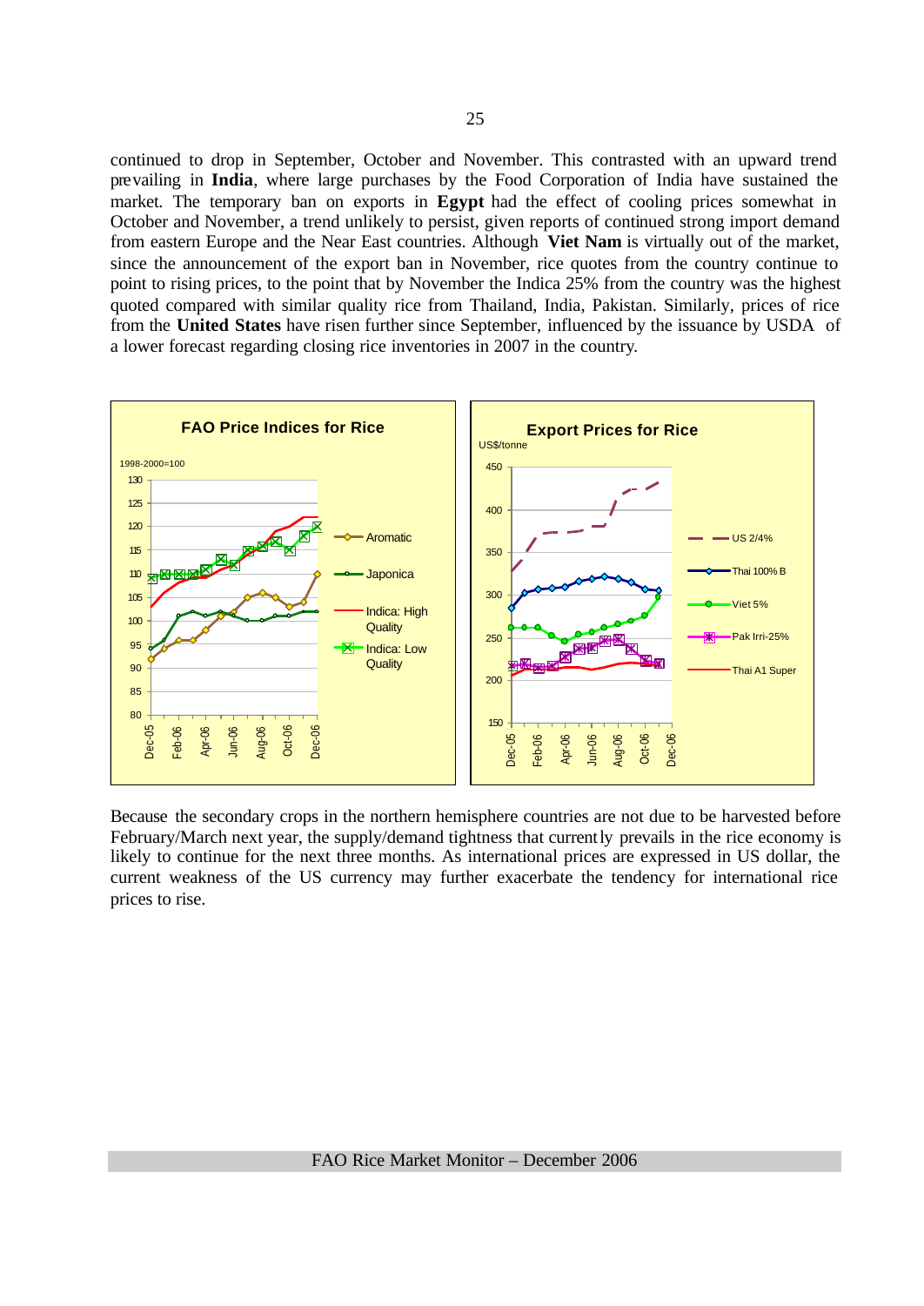continued to drop in September, October and November. This contrasted with an upward trend prevailing in **India**, where large purchases by the Food Corporation of India have sustained the market. The temporary ban on exports in **Egypt** had the effect of cooling prices somewhat in October and November, a trend unlikely to persist, given reports of continued strong import demand from eastern Europe and the Near East countries. Although **Viet Nam** is virtually out of the market, since the announcement of the export ban in November, rice quotes from the country continue to point to rising prices, to the point that by November the Indica 25% from the country was the highest quoted compared with similar quality rice from Thailand, India, Pakistan. Similarly, prices of rice from the **United States** have risen further since September, influenced by the issuance by USDA of a lower forecast regarding closing rice inventories in 2007 in the country.

**FAO Price Indices for Rice**

1998-2000=100

Legend: Aromatic, Japonica, Indica: High Quality, Indica: Low Quality

**Export Prices for Rice**

US$/tonne

Legend: US 2/4%, Thai 100% B, Viet 5%, Pak Irri-25%, Thai A1 Super

Because the secondary crops in the northern hemisphere countries are not due to be harvested before February/March next year, the supply/demand tightness that currently prevails in the rice economy is likely to continue for the next three months. As international prices are expressed in US dollar, the current weakness of the US currency may further exacerbate the tendency for international rice prices to rise.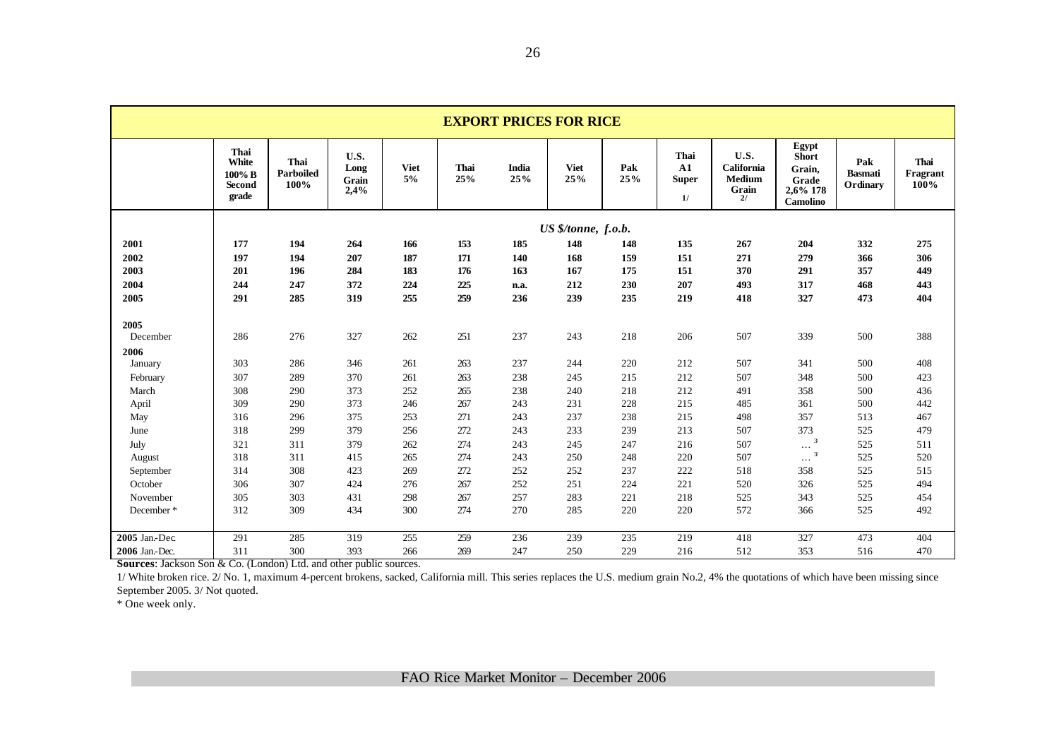## EXPORT PRICES FOR RICE

| | Thai White 100% B Second grade | Thai Parboiled 100% | U.S. Long Grain 2,4% | Viet 5% | Thai 25% | India 25% | Viet 25% | Pak 25% | Thai A1 Super 1/ | U.S. California Medium Grain 2/ | Egypt Short Grain, Grade 2,6% 178 Camolino | Pak Basmati Ordinary | Thai Fragrant 100% |
|---|---|---|---|---|---|---|---|---|---|---|---|---|---|
| | | | | | | | *US $/tonne, f.o.b.* | | | | | | |
| **2001** | **177** | **194** | **264** | **166** | **153** | **185** | **148** | **148** | **135** | **267** | **204** | **332** | **275** |
| **2002** | **197** | **194** | **207** | **187** | **171** | **140** | **168** | **159** | **151** | **271** | **279** | **366** | **306** |
| **2003** | **201** | **196** | **284** | **183** | **176** | **163** | **167** | **175** | **151** | **370** | **291** | **357** | **449** |
| **2004** | **244** | **247** | **372** | **224** | **225** | **n.a.** | **212** | **230** | **207** | **493** | **317** | **468** | **443** |
| **2005** | **291** | **285** | **319** | **255** | **259** | **236** | **239** | **235** | **219** | **418** | **327** | **473** | **404** |
| **2005** | | | | | | | | | | | | | |
| December | 286 | 276 | 327 | 262 | 251 | 237 | 243 | 218 | 206 | 507 | 339 | 500 | 388 |
| **2006** | | | | | | | | | | | | | |
| January | 303 | 286 | 346 | 261 | 263 | 237 | 244 | 220 | 212 | 507 | 341 | 500 | 408 |
| February | 307 | 289 | 370 | 261 | 263 | 238 | 245 | 215 | 212 | 507 | 348 | 500 | 423 |
| March | 308 | 290 | 373 | 252 | 265 | 238 | 240 | 218 | 212 | 491 | 358 | 500 | 436 |
| April | 309 | 290 | 373 | 246 | 267 | 243 | 231 | 228 | 215 | 485 | 361 | 500 | 442 |
| May | 316 | 296 | 375 | 253 | 271 | 243 | 237 | 238 | 215 | 498 | 357 | 513 | 467 |
| June | 318 | 299 | 379 | 256 | 272 | 243 | 233 | 239 | 213 | 507 | 373 | 525 | 479 |
| July | 321 | 311 | 379 | 262 | 274 | 243 | 245 | 247 | 216 | 507 | … 3/ | 525 | 511 |
| August | 318 | 311 | 415 | 265 | 274 | 243 | 250 | 248 | 220 | 507 | … 3/ | 525 | 520 |
| September | 314 | 308 | 423 | 269 | 272 | 252 | 252 | 237 | 222 | 518 | 358 | 525 | 515 |
| October | 306 | 307 | 424 | 276 | 267 | 252 | 251 | 224 | 221 | 520 | 326 | 525 | 494 |
| November | 305 | 303 | 431 | 298 | 267 | 257 | 283 | 221 | 218 | 525 | 343 | 525 | 454 |
| December * | 312 | 309 | 434 | 300 | 274 | 270 | 285 | 220 | 220 | 572 | 366 | 525 | 492 |
| **2005** Jan.-Dec. | 291 | 285 | 319 | 255 | 259 | 236 | 239 | 235 | 219 | 418 | 327 | 473 | 404 |
| **2006** Jan.-Dec. | 311 | 300 | 393 | 266 | 269 | 247 | 250 | 229 | 216 | 512 | 353 | 516 | 470 |

**Sources**: Jackson Son & Co. (London) Ltd. and other public sources.

1/ White broken rice. 2/ No. 1, maximum 4-percent brokens, sacked, California mill. This series replaces the U.S. medium grain No.2, 4% the quotations of which have been missing since September 2005. 3/ Not quoted.

\* One week only.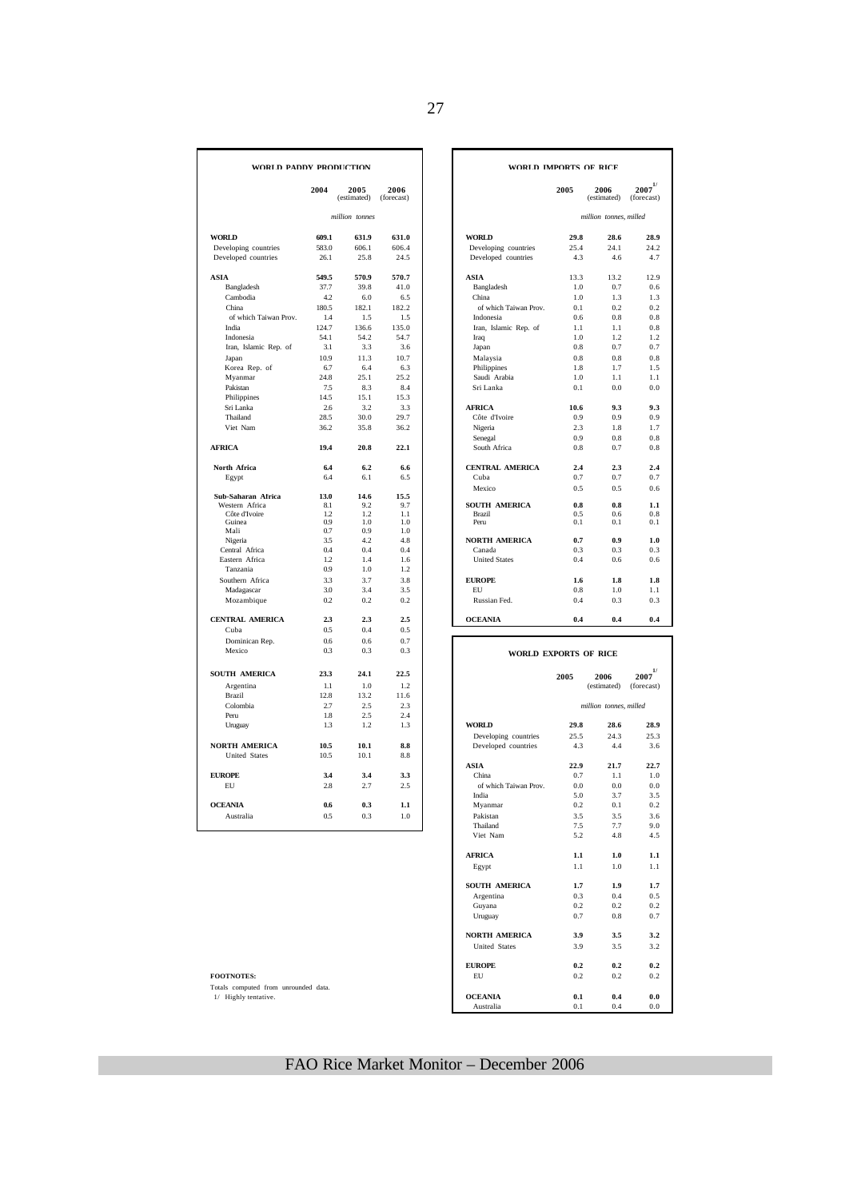## WORLD PADDY PRODUCTION

| | 2004 | 2005 (estimated) | 2006 (forecast) |
|---|---|---|---|
| | *million tonnes* | | |
| **WORLD** | **609.1** | **631.9** | **631.0** |
| Developing countries | 583.0 | 606.1 | 606.4 |
| Developed countries | 26.1 | 25.8 | 24.5 |
| **ASIA** | **549.5** | **570.9** | **570.7** |
| Bangladesh | 37.7 | 39.8 | 41.0 |
| Cambodia | 4.2 | 6.0 | 6.5 |
| China | 180.5 | 182.1 | 182.2 |
| of which Taiwan Prov. | 1.4 | 1.5 | 1.5 |
| India | 124.7 | 136.6 | 135.0 |
| Indonesia | 54.1 | 54.2 | 54.7 |
| Iran, Islamic Rep. of | 3.1 | 3.3 | 3.6 |
| Japan | 10.9 | 11.3 | 10.7 |
| Korea Rep. of | 6.7 | 6.4 | 6.3 |
| Myanmar | 24.8 | 25.1 | 25.2 |
| Pakistan | 7.5 | 8.3 | 8.4 |
| Philippines | 14.5 | 15.1 | 15.3 |
| Sri Lanka | 2.6 | 3.2 | 3.3 |
| Thailand | 28.5 | 30.0 | 29.7 |
| Viet Nam | 36.2 | 35.8 | 36.2 |
| **AFRICA** | **19.4** | **20.8** | **22.1** |
| **North Africa** | **6.4** | **6.2** | **6.6** |
| Egypt | 6.4 | 6.1 | 6.5 |
| **Sub-Saharan Africa** | **13.0** | **14.6** | **15.5** |
| Western Africa | 8.1 | 9.2 | 9.7 |
| Côte d'Ivoire | 1.2 | 1.2 | 1.1 |
| Guinea | 0.9 | 1.0 | 1.0 |
| Mali | 0.7 | 0.9 | 1.0 |
| Nigeria | 3.5 | 4.2 | 4.8 |
| Central Africa | 0.4 | 0.4 | 0.4 |
| Eastern Africa | 1.2 | 1.4 | 1.6 |
| Tanzania | 0.9 | 1.0 | 1.2 |
| Southern Africa | 3.3 | 3.7 | 3.8 |
| Madagascar | 3.0 | 3.4 | 3.5 |
| Mozambique | 0.2 | 0.2 | 0.2 |
| **CENTRAL AMERICA** | **2.3** | **2.3** | **2.5** |
| Cuba | 0.5 | 0.4 | 0.5 |
| Dominican Rep. | 0.6 | 0.6 | 0.7 |
| Mexico | 0.3 | 0.3 | 0.3 |
| **SOUTH AMERICA** | **23.3** | **24.1** | **22.5** |
| Argentina | 1.1 | 1.0 | 1.2 |
| Brazil | 12.8 | 13.2 | 11.6 |
| Colombia | 2.7 | 2.5 | 2.3 |
| Peru | 1.8 | 2.5 | 2.4 |
| Uruguay | 1.3 | 1.2 | 1.3 |
| **NORTH AMERICA** | **10.5** | **10.1** | **8.8** |
| United States | 10.5 | 10.1 | 8.8 |
| **EUROPE** | **3.4** | **3.4** | **3.3** |
| EU | 2.8 | 2.7 | 2.5 |
| **OCEANIA** | **0.6** | **0.3** | **1.1** |
| Australia | 0.5 | 0.3 | 1.0 |

## WORLD IMPORTS OF RICE

| | 2005 | 2006 (estimated) | 2007 1/ (forecast) |
|---|---|---|---|
| | *million tonnes, milled* | | |
| **WORLD** | **29.8** | **28.6** | **28.9** |
| Developing countries | 25.4 | 24.1 | 24.2 |
| Developed countries | 4.3 | 4.6 | 4.7 |
| **ASIA** | 13.3 | 13.2 | 12.9 |
| Bangladesh | 1.0 | 0.7 | 0.6 |
| China | 1.0 | 1.3 | 1.3 |
| of which Taiwan Prov. | 0.1 | 0.2 | 0.2 |
| Indonesia | 0.6 | 0.8 | 0.8 |
| Iran, Islamic Rep. of | 1.1 | 1.1 | 0.8 |
| Iraq | 1.0 | 1.2 | 1.2 |
| Japan | 0.8 | 0.7 | 0.7 |
| Malaysia | 0.8 | 0.8 | 0.8 |
| Philippines | 1.8 | 1.7 | 1.5 |
| Saudi Arabia | 1.0 | 1.1 | 1.1 |
| Sri Lanka | 0.1 | 0.0 | 0.0 |
| **AFRICA** | **10.6** | **9.3** | **9.3** |
| Côte d'Ivoire | 0.9 | 0.9 | 0.9 |
| Nigeria | 2.3 | 1.8 | 1.7 |
| Senegal | 0.9 | 0.8 | 0.8 |
| South Africa | 0.8 | 0.7 | 0.8 |
| **CENTRAL AMERICA** | **2.4** | **2.3** | **2.4** |
| Cuba | 0.7 | 0.7 | 0.7 |
| Mexico | 0.5 | 0.5 | 0.6 |
| **SOUTH AMERICA** | **0.8** | **0.8** | **1.1** |
| Brazil | 0.5 | 0.6 | 0.8 |
| Peru | 0.1 | 0.1 | 0.1 |
| **NORTH AMERICA** | **0.7** | **0.9** | **1.0** |
| Canada | 0.3 | 0.3 | 0.3 |
| United States | 0.4 | 0.6 | 0.6 |
| **EUROPE** | **1.6** | **1.8** | **1.8** |
| EU | 0.8 | 1.0 | 1.1 |
| Russian Fed. | 0.4 | 0.3 | 0.3 |
| **OCEANIA** | **0.4** | **0.4** | **0.4** |

## WORLD EXPORTS OF RICE

| | 2005 | 2006 (estimated) | 2007 1/ (forecast) |
|---|---|---|---|
| | *million tonnes, milled* | | |
| **WORLD** | **29.8** | **28.6** | **28.9** |
| Developing countries | 25.5 | 24.3 | 25.3 |
| Developed countries | 4.3 | 4.4 | 3.6 |
| **ASIA** | **22.9** | **21.7** | **22.7** |
| China | 0.7 | 1.1 | 1.0 |
| of which Taiwan Prov. | 0.0 | 0.0 | 0.0 |
| India | 5.0 | 3.7 | 3.5 |
| Myanmar | 0.2 | 0.1 | 0.2 |
| Pakistan | 3.5 | 3.5 | 3.6 |
| Thailand | 7.5 | 7.7 | 9.0 |
| Viet Nam | 5.2 | 4.8 | 4.5 |
| **AFRICA** | **1.1** | **1.0** | **1.1** |
| Egypt | 1.1 | 1.0 | 1.1 |
| **SOUTH AMERICA** | **1.7** | **1.9** | **1.7** |
| Argentina | 0.3 | 0.4 | 0.5 |
| Guyana | 0.2 | 0.2 | 0.2 |
| Uruguay | 0.7 | 0.8 | 0.7 |
| **NORTH AMERICA** | **3.9** | **3.5** | **3.2** |
| United States | 3.9 | 3.5 | 3.2 |
| **EUROPE** | **0.2** | **0.2** | **0.2** |
| EU | 0.2 | 0.2 | 0.2 |
| **OCEANIA** | **0.1** | **0.4** | **0.0** |
| Australia | 0.1 | 0.4 | 0.0 |

**FOOTNOTES:**

Totals computed from unrounded data.

1/ Highly tentative.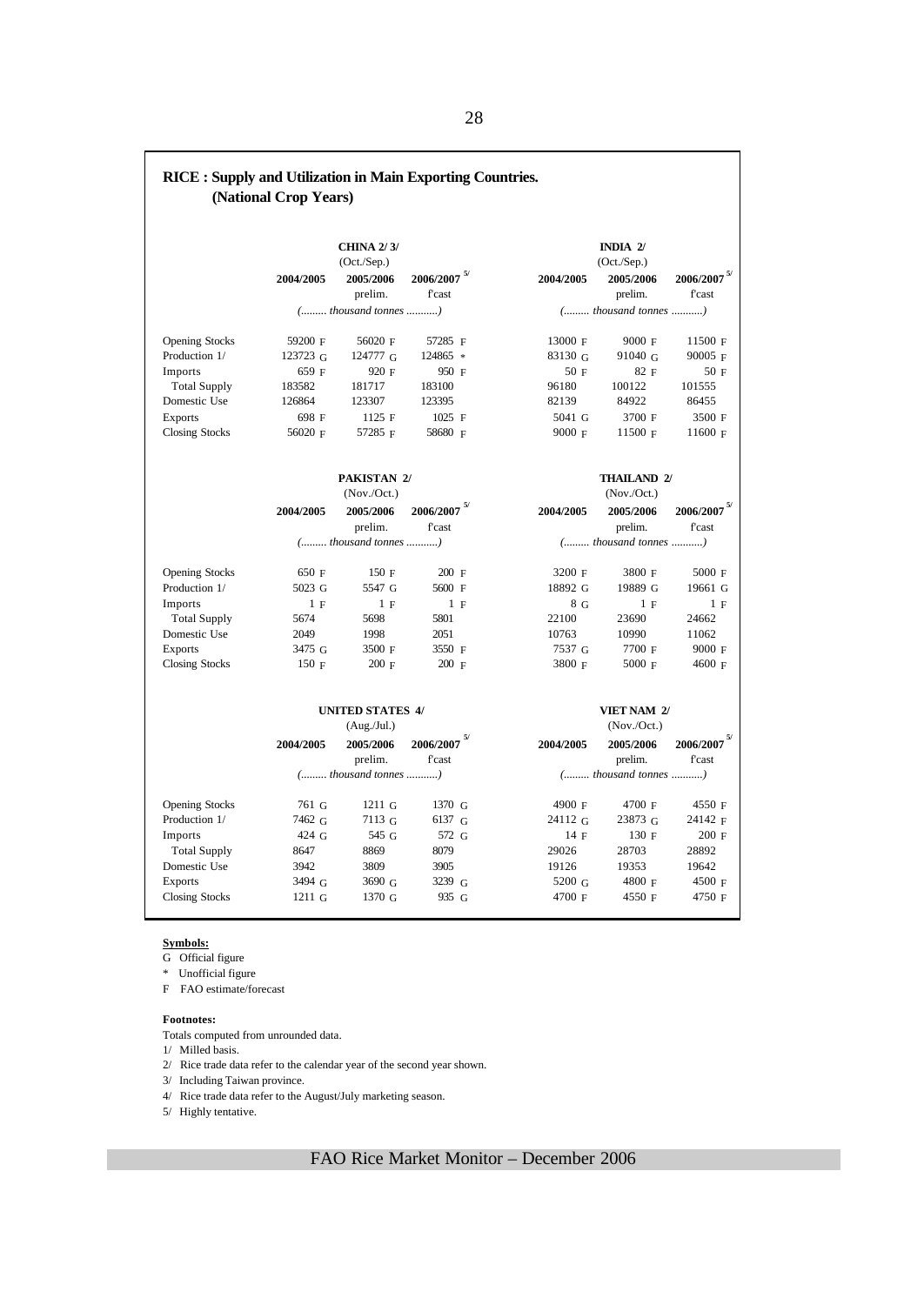## RICE : Supply and Utilization in Main Exporting Countries. (National Crop Years)

| | CHINA 2/ 3/ (Oct./Sep.) | | | INDIA 2/ (Oct./Sep.) | | |
|---|---|---|---|---|---|---|
| | 2004/2005 | 2005/2006 prelim. | 2006/2007 [5/] f'cast | 2004/2005 | 2005/2006 prelim. | 2006/2007 [5/] f'cast |
| | (......... thousand tonnes ...........) | | | (......... thousand tonnes ...........) | | |
| Opening Stocks | 59200 F | 56020 F | 57285 F | 13000 F | 9000 F | 11500 F |
| Production 1/ | 123723 G | 124777 G | 124865 * | 83130 G | 91040 G | 90005 F |
| Imports | 659 F | 920 F | 950 F | 50 F | 82 F | 50 F |
| Total Supply | 183582 | 181717 | 183100 | 96180 | 100122 | 101555 |
| Domestic Use | 126864 | 123307 | 123395 | 82139 | 84922 | 86455 |
| Exports | 698 F | 1125 F | 1025 F | 5041 G | 3700 F | 3500 F |
| Closing Stocks | 56020 F | 57285 F | 58680 F | 9000 F | 11500 F | 11600 F |

| | PAKISTAN 2/ (Nov./Oct.) | | | THAILAND 2/ (Nov./Oct.) | | |
|---|---|---|---|---|---|---|
| | 2004/2005 | 2005/2006 prelim. | 2006/2007 [5/] f'cast | 2004/2005 | 2005/2006 prelim. | 2006/2007 [5/] f'cast |
| | (......... thousand tonnes ...........) | | | (......... thousand tonnes ...........) | | |
| Opening Stocks | 650 F | 150 F | 200 F | 3200 F | 3800 F | 5000 F |
| Production 1/ | 5023 G | 5547 G | 5600 F | 18892 G | 19889 G | 19661 G |
| Imports | 1 F | 1 F | 1 F | 8 G | 1 F | 1 F |
| Total Supply | 5674 | 5698 | 5801 | 22100 | 23690 | 24662 |
| Domestic Use | 2049 | 1998 | 2051 | 10763 | 10990 | 11062 |
| Exports | 3475 G | 3500 F | 3550 F | 7537 G | 7700 F | 9000 F |
| Closing Stocks | 150 F | 200 F | 200 F | 3800 F | 5000 F | 4600 F |

| | UNITED STATES 4/ (Aug./Jul.) | | | VIET NAM 2/ (Nov./Oct.) | | |
|---|---|---|---|---|---|---|
| | 2004/2005 | 2005/2006 prelim. | 2006/2007 [5/] f'cast | 2004/2005 | 2005/2006 prelim. | 2006/2007 [5/] f'cast |
| | (......... thousand tonnes ...........) | | | (......... thousand tonnes ...........) | | |
| Opening Stocks | 761 G | 1211 G | 1370 G | 4900 F | 4700 F | 4550 F |
| Production 1/ | 7462 G | 7113 G | 6137 G | 24112 G | 23873 G | 24142 F |
| Imports | 424 G | 545 G | 572 G | 14 F | 130 F | 200 F |
| Total Supply | 8647 | 8869 | 8079 | 29026 | 28703 | 28892 |
| Domestic Use | 3942 | 3809 | 3905 | 19126 | 19353 | 19642 |
| Exports | 3494 G | 3690 G | 3239 G | 5200 G | 4800 F | 4500 F |
| Closing Stocks | 1211 G | 1370 G | 935 G | 4700 F | 4550 F | 4750 F |

**Symbols:**

G Official figure

\* Unofficial figure

F FAO estimate/forecast

**Footnotes:**

Totals computed from unrounded data.

1/ Milled basis.

2/ Rice trade data refer to the calendar year of the second year shown.

3/ Including Taiwan province.

4/ Rice trade data refer to the August/July marketing season.

5/ Highly tentative.